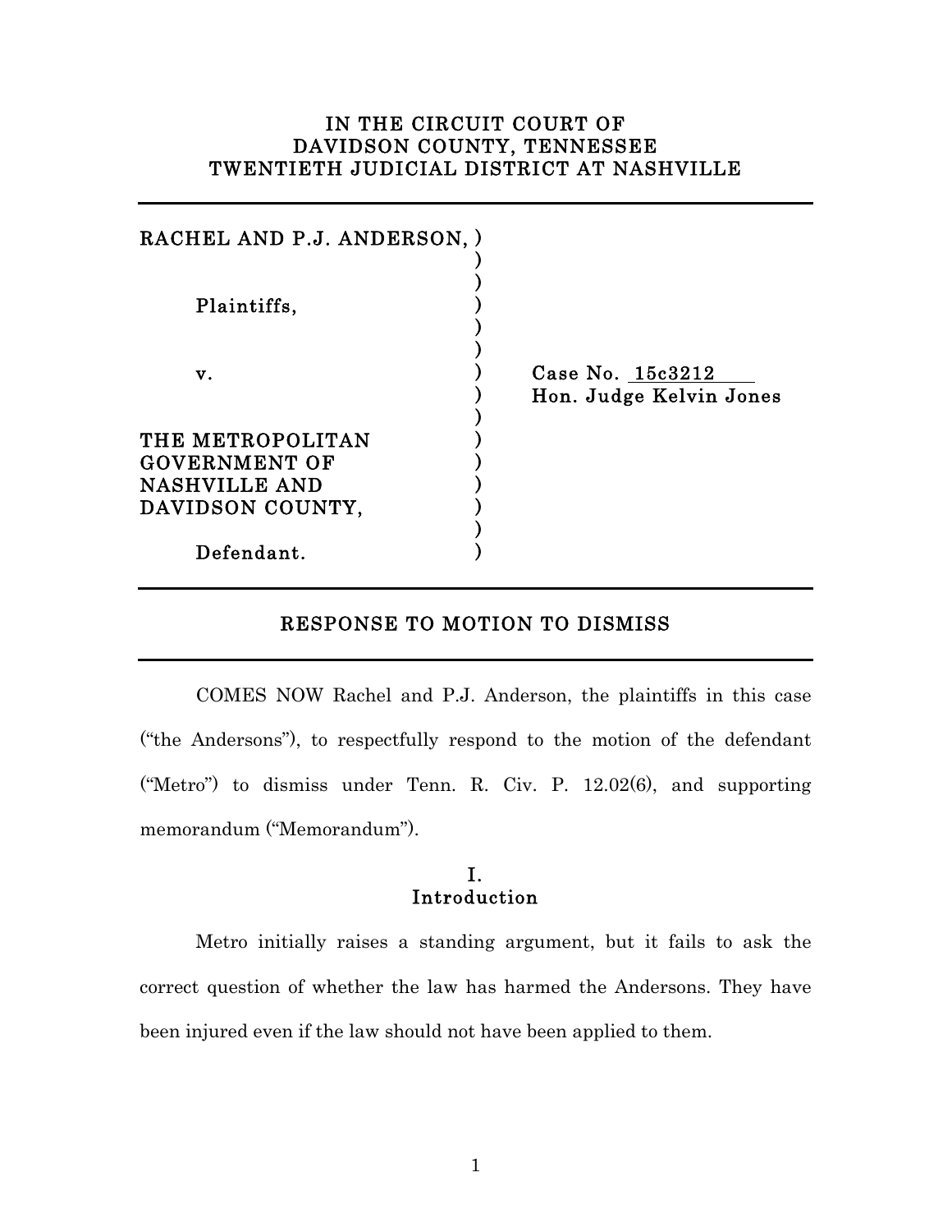**IN THE CIRCUIT COURT OF**
**DAVIDSON COUNTY, TENNESSEE**
**TWENTIETH JUDICIAL DISTRICT AT NASHVILLE**

---

| | | |
|---|---|---|
| RACHEL AND P.J. ANDERSON, | ) | |
| | ) | |
| Plaintiffs, | ) | |
| | ) | |
| v. | ) | Case No. 15c3212 |
| | ) | Hon. Judge Kelvin Jones |
| THE METROPOLITAN GOVERNMENT OF NASHVILLE AND DAVIDSON COUNTY, | ) | |
| | ) | |
| Defendant. | ) | |

---

## RESPONSE TO MOTION TO DISMISS

---

COMES NOW Rachel and P.J. Anderson, the plaintiffs in this case ("the Andersons"), to respectfully respond to the motion of the defendant ("Metro") to dismiss under Tenn. R. Civ. P. 12.02(6), and supporting memorandum ("Memorandum").

### I.
### Introduction

Metro initially raises a standing argument, but it fails to ask the correct question of whether the law has harmed the Andersons. They have been injured even if the law should not have been applied to them.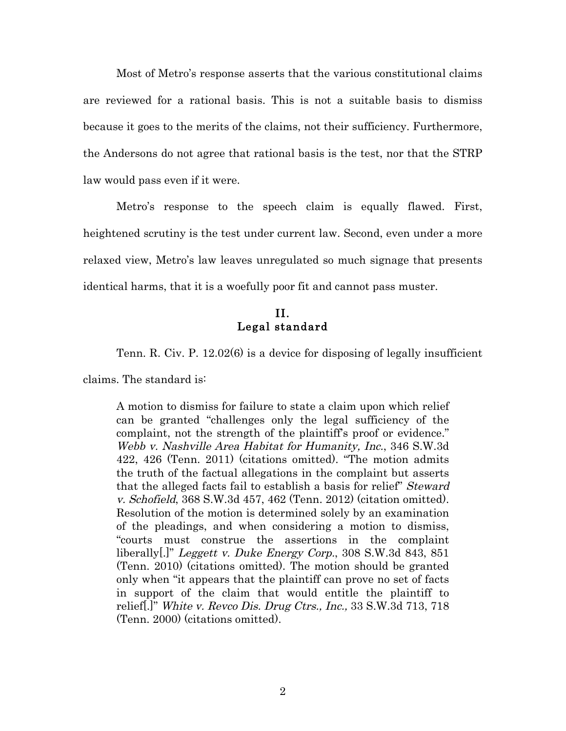Most of Metro's response asserts that the various constitutional claims are reviewed for a rational basis. This is not a suitable basis to dismiss because it goes to the merits of the claims, not their sufficiency. Furthermore, the Andersons do not agree that rational basis is the test, nor that the STRP law would pass even if it were.

Metro's response to the speech claim is equally flawed. First, heightened scrutiny is the test under current law. Second, even under a more relaxed view, Metro's law leaves unregulated so much signage that presents identical harms, that it is a woefully poor fit and cannot pass muster.

## II.
## Legal standard

Tenn. R. Civ. P. 12.02(6) is a device for disposing of legally insufficient claims. The standard is:

> A motion to dismiss for failure to state a claim upon which relief can be granted "challenges only the legal sufficiency of the complaint, not the strength of the plaintiff's proof or evidence." *Webb v. Nashville Area Habitat for Humanity, Inc.*, 346 S.W.3d 422, 426 (Tenn. 2011) (citations omitted). "The motion admits the truth of the factual allegations in the complaint but asserts that the alleged facts fail to establish a basis for relief" *Steward v. Schofield*, 368 S.W.3d 457, 462 (Tenn. 2012) (citation omitted). Resolution of the motion is determined solely by an examination of the pleadings, and when considering a motion to dismiss, "courts must construe the assertions in the complaint liberally[.]" *Leggett v. Duke Energy Corp.*, 308 S.W.3d 843, 851 (Tenn. 2010) (citations omitted). The motion should be granted only when "it appears that the plaintiff can prove no set of facts in support of the claim that would entitle the plaintiff to relief[.]" *White v. Revco Dis. Drug Ctrs., Inc.,* 33 S.W.3d 713, 718 (Tenn. 2000) (citations omitted).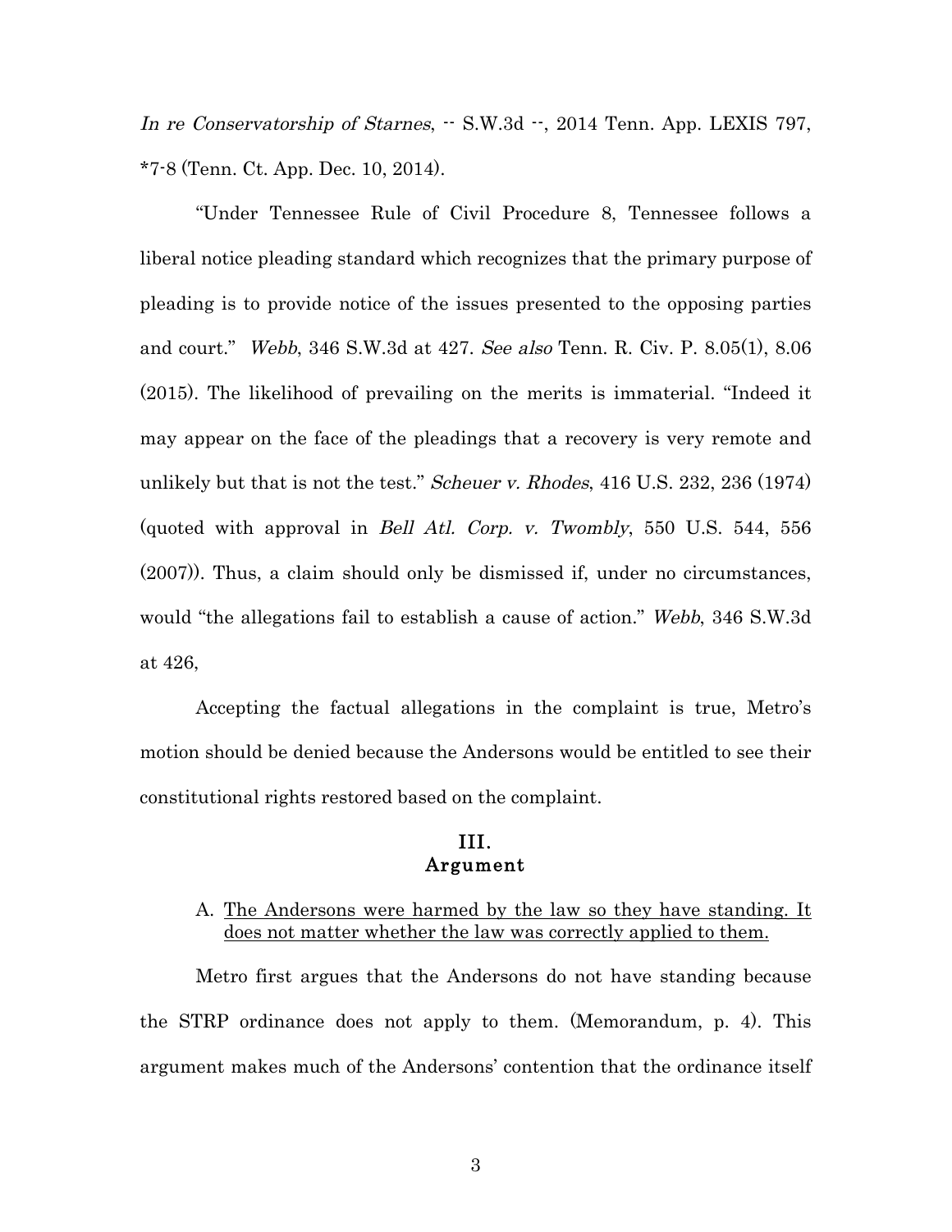*In re Conservatorship of Starnes*, -- S.W.3d --, 2014 Tenn. App. LEXIS 797, *7-8 (Tenn. Ct. App. Dec. 10, 2014).

"Under Tennessee Rule of Civil Procedure 8, Tennessee follows a liberal notice pleading standard which recognizes that the primary purpose of pleading is to provide notice of the issues presented to the opposing parties and court." *Webb*, 346 S.W.3d at 427. *See also* Tenn. R. Civ. P. 8.05(1), 8.06 (2015). The likelihood of prevailing on the merits is immaterial. "Indeed it may appear on the face of the pleadings that a recovery is very remote and unlikely but that is not the test." *Scheuer v. Rhodes*, 416 U.S. 232, 236 (1974) (quoted with approval in *Bell Atl. Corp. v. Twombly*, 550 U.S. 544, 556 (2007)). Thus, a claim should only be dismissed if, under no circumstances, would "the allegations fail to establish a cause of action." *Webb*, 346 S.W.3d at 426,

Accepting the factual allegations in the complaint is true, Metro's motion should be denied because the Andersons would be entitled to see their constitutional rights restored based on the complaint.

## III.
## Argument

### A. The Andersons were harmed by the law so they have standing. It does not matter whether the law was correctly applied to them.

Metro first argues that the Andersons do not have standing because the STRP ordinance does not apply to them. (Memorandum, p. 4). This argument makes much of the Andersons' contention that the ordinance itself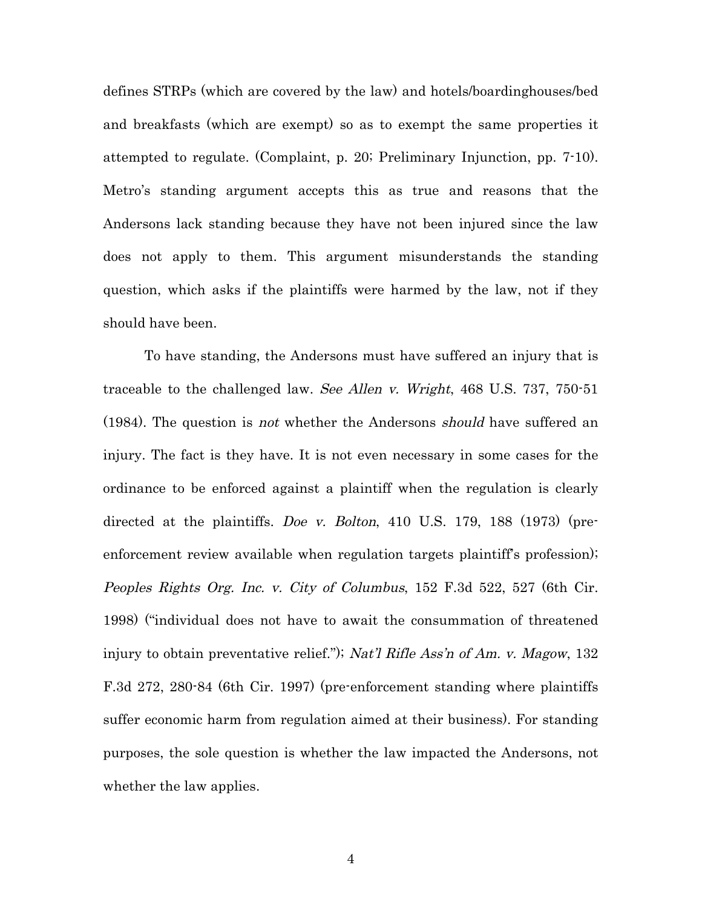defines STRPs (which are covered by the law) and hotels/boardinghouses/bed and breakfasts (which are exempt) so as to exempt the same properties it attempted to regulate. (Complaint, p. 20; Preliminary Injunction, pp. 7-10). Metro's standing argument accepts this as true and reasons that the Andersons lack standing because they have not been injured since the law does not apply to them. This argument misunderstands the standing question, which asks if the plaintiffs were harmed by the law, not if they should have been.

To have standing, the Andersons must have suffered an injury that is traceable to the challenged law. *See Allen v. Wright*, 468 U.S. 737, 750-51 (1984). The question is *not* whether the Andersons *should* have suffered an injury. The fact is they have. It is not even necessary in some cases for the ordinance to be enforced against a plaintiff when the regulation is clearly directed at the plaintiffs. *Doe v. Bolton*, 410 U.S. 179, 188 (1973) (pre-enforcement review available when regulation targets plaintiff's profession); *Peoples Rights Org. Inc. v. City of Columbus*, 152 F.3d 522, 527 (6th Cir. 1998) ("individual does not have to await the consummation of threatened injury to obtain preventative relief."); *Nat'l Rifle Ass'n of Am. v. Magow*, 132 F.3d 272, 280-84 (6th Cir. 1997) (pre-enforcement standing where plaintiffs suffer economic harm from regulation aimed at their business). For standing purposes, the sole question is whether the law impacted the Andersons, not whether the law applies.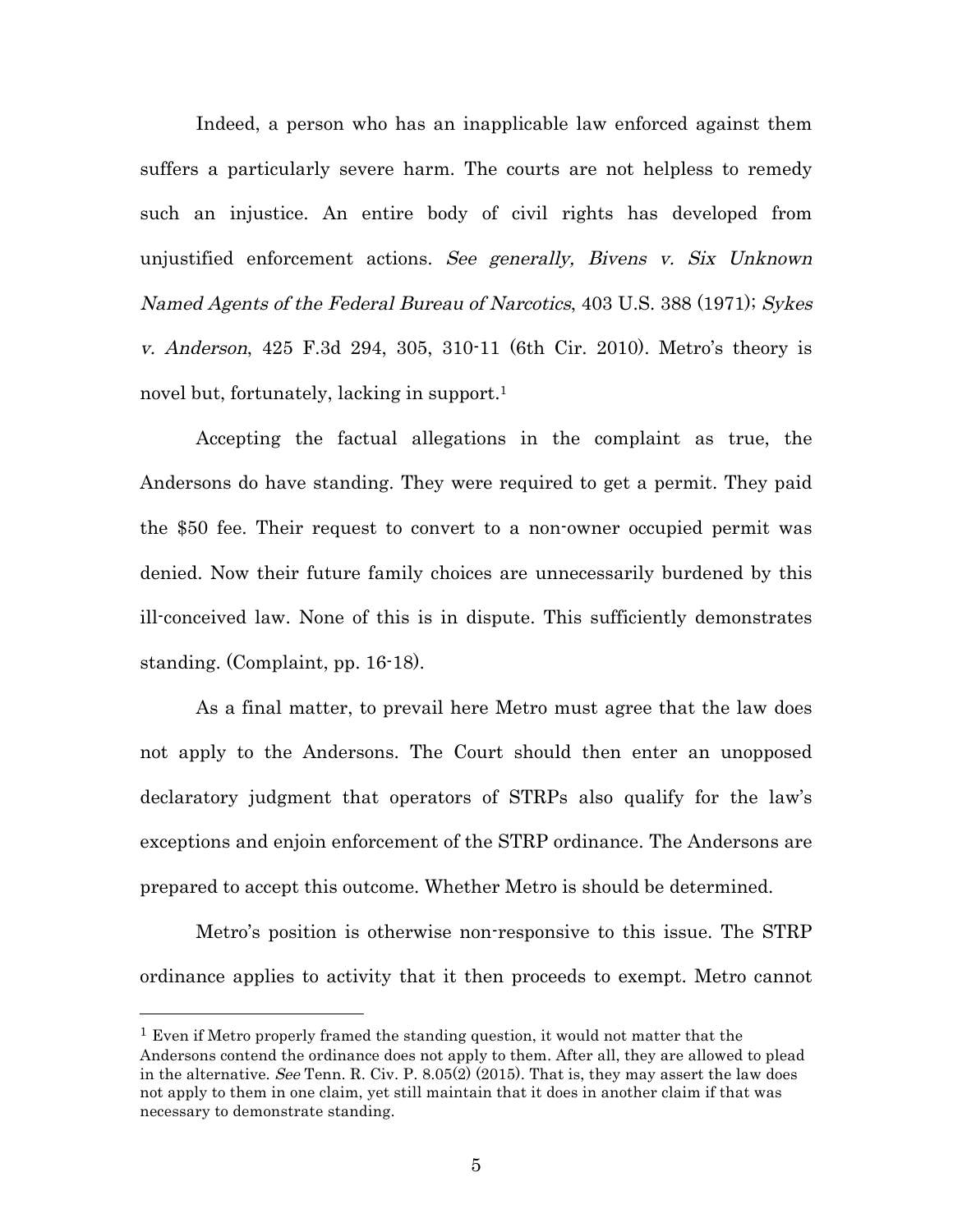Indeed, a person who has an inapplicable law enforced against them suffers a particularly severe harm. The courts are not helpless to remedy such an injustice. An entire body of civil rights has developed from unjustified enforcement actions. *See generally, Bivens v. Six Unknown Named Agents of the Federal Bureau of Narcotics*, 403 U.S. 388 (1971); *Sykes v. Anderson*, 425 F.3d 294, 305, 310-11 (6th Cir. 2010). Metro's theory is novel but, fortunately, lacking in support.[1]

Accepting the factual allegations in the complaint as true, the Andersons do have standing. They were required to get a permit. They paid the $50 fee. Their request to convert to a non-owner occupied permit was denied. Now their future family choices are unnecessarily burdened by this ill-conceived law. None of this is in dispute. This sufficiently demonstrates standing. (Complaint, pp. 16-18).

As a final matter, to prevail here Metro must agree that the law does not apply to the Andersons. The Court should then enter an unopposed declaratory judgment that operators of STRPs also qualify for the law's exceptions and enjoin enforcement of the STRP ordinance. The Andersons are prepared to accept this outcome. Whether Metro is should be determined.

Metro's position is otherwise non-responsive to this issue. The STRP ordinance applies to activity that it then proceeds to exempt. Metro cannot

---

[1] Even if Metro properly framed the standing question, it would not matter that the Andersons contend the ordinance does not apply to them. After all, they are allowed to plead in the alternative. *See* Tenn. R. Civ. P. 8.05(2) (2015). That is, they may assert the law does not apply to them in one claim, yet still maintain that it does in another claim if that was necessary to demonstrate standing.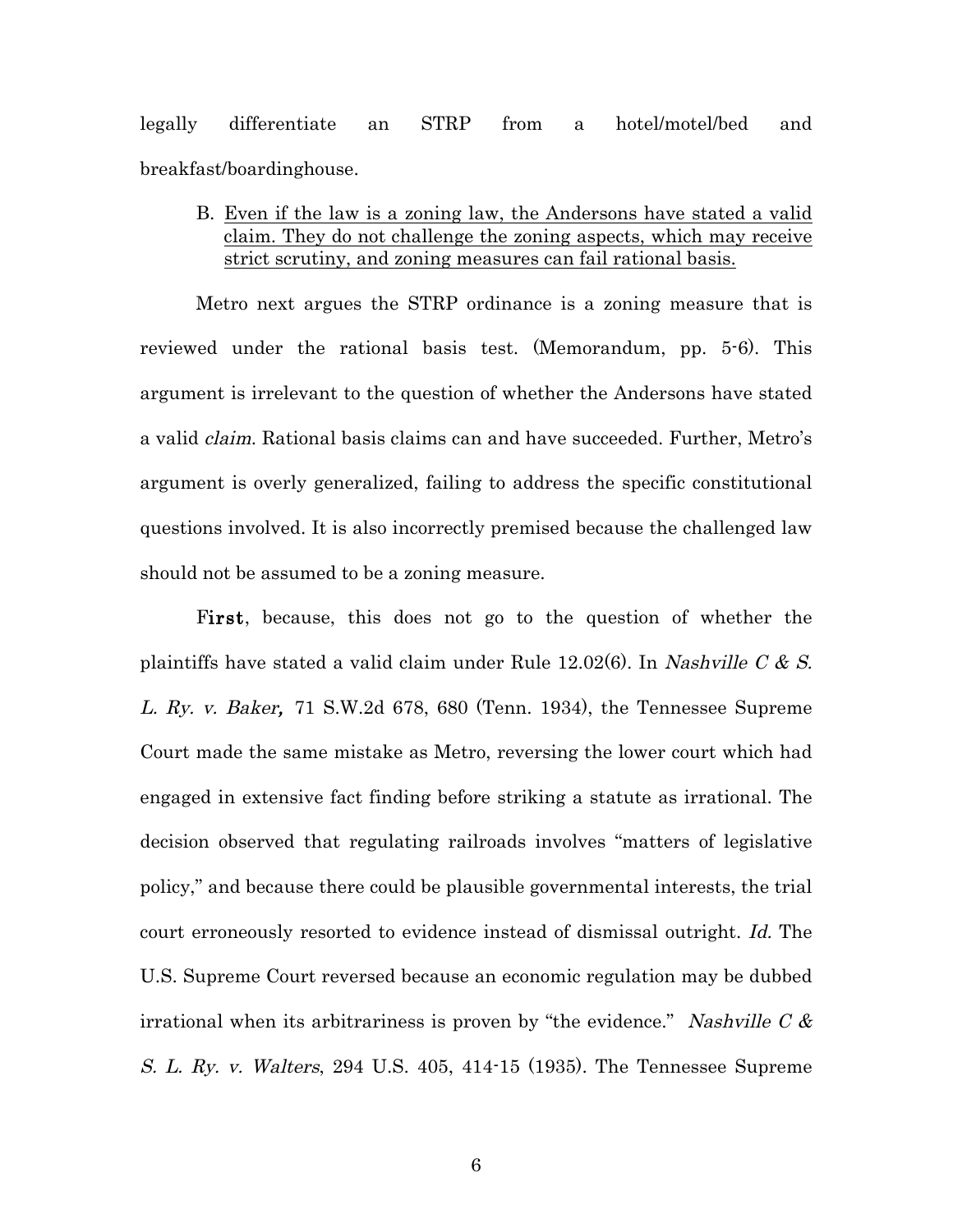legally differentiate an STRP from a hotel/motel/bed and breakfast/boardinghouse.

B. <u>Even if the law is a zoning law, the Andersons have stated a valid claim. They do not challenge the zoning aspects, which may receive strict scrutiny, and zoning measures can fail rational basis.</u>

Metro next argues the STRP ordinance is a zoning measure that is reviewed under the rational basis test. (Memorandum, pp. 5-6). This argument is irrelevant to the question of whether the Andersons have stated a valid *claim*. Rational basis claims can and have succeeded. Further, Metro's argument is overly generalized, failing to address the specific constitutional questions involved. It is also incorrectly premised because the challenged law should not be assumed to be a zoning measure.

**First**, because, this does not go to the question of whether the plaintiffs have stated a valid claim under Rule 12.02(6). In *Nashville C & S. L. Ry. v. Baker,* 71 S.W.2d 678, 680 (Tenn. 1934), the Tennessee Supreme Court made the same mistake as Metro, reversing the lower court which had engaged in extensive fact finding before striking a statute as irrational. The decision observed that regulating railroads involves "matters of legislative policy," and because there could be plausible governmental interests, the trial court erroneously resorted to evidence instead of dismissal outright. *Id.* The U.S. Supreme Court reversed because an economic regulation may be dubbed irrational when its arbitrariness is proven by "the evidence." *Nashville C & S. L. Ry. v. Walters*, 294 U.S. 405, 414-15 (1935). The Tennessee Supreme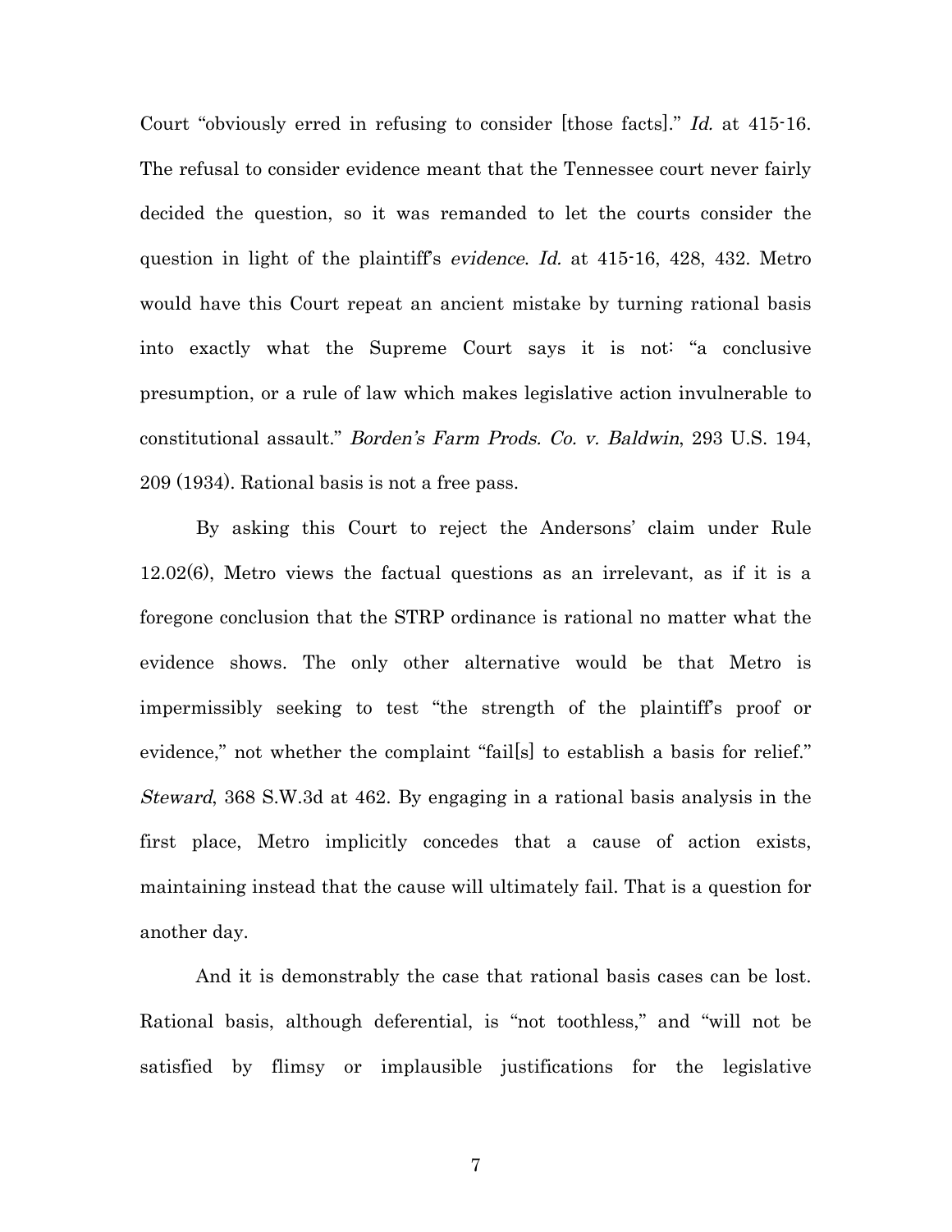Court "obviously erred in refusing to consider [those facts]." *Id.* at 415-16. The refusal to consider evidence meant that the Tennessee court never fairly decided the question, so it was remanded to let the courts consider the question in light of the plaintiff's *evidence*. *Id.* at 415-16, 428, 432. Metro would have this Court repeat an ancient mistake by turning rational basis into exactly what the Supreme Court says it is not: "a conclusive presumption, or a rule of law which makes legislative action invulnerable to constitutional assault." *Borden's Farm Prods. Co. v. Baldwin*, 293 U.S. 194, 209 (1934). Rational basis is not a free pass.

By asking this Court to reject the Andersons' claim under Rule 12.02(6), Metro views the factual questions as an irrelevant, as if it is a foregone conclusion that the STRP ordinance is rational no matter what the evidence shows. The only other alternative would be that Metro is impermissibly seeking to test "the strength of the plaintiff's proof or evidence," not whether the complaint "fail[s] to establish a basis for relief." *Steward*, 368 S.W.3d at 462. By engaging in a rational basis analysis in the first place, Metro implicitly concedes that a cause of action exists, maintaining instead that the cause will ultimately fail. That is a question for another day.

And it is demonstrably the case that rational basis cases can be lost. Rational basis, although deferential, is "not toothless," and "will not be satisfied by flimsy or implausible justifications for the legislative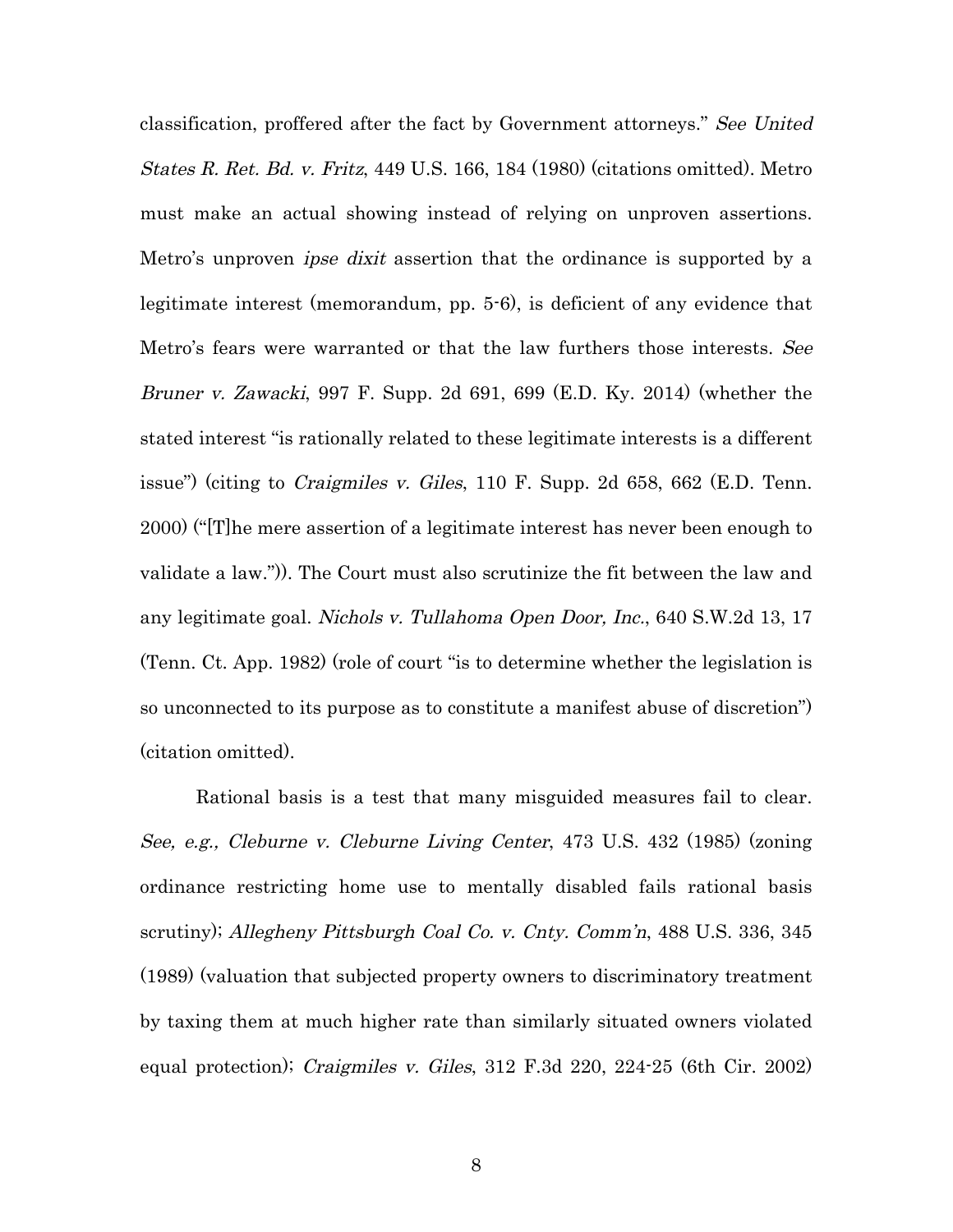classification, proffered after the fact by Government attorneys." *See United States R. Ret. Bd. v. Fritz*, 449 U.S. 166, 184 (1980) (citations omitted). Metro must make an actual showing instead of relying on unproven assertions. Metro's unproven *ipse dixit* assertion that the ordinance is supported by a legitimate interest (memorandum, pp. 5-6), is deficient of any evidence that Metro's fears were warranted or that the law furthers those interests. *See Bruner v. Zawacki*, 997 F. Supp. 2d 691, 699 (E.D. Ky. 2014) (whether the stated interest "is rationally related to these legitimate interests is a different issue") (citing to *Craigmiles v. Giles*, 110 F. Supp. 2d 658, 662 (E.D. Tenn. 2000) ("[T]he mere assertion of a legitimate interest has never been enough to validate a law.")). The Court must also scrutinize the fit between the law and any legitimate goal. *Nichols v. Tullahoma Open Door, Inc.*, 640 S.W.2d 13, 17 (Tenn. Ct. App. 1982) (role of court "is to determine whether the legislation is so unconnected to its purpose as to constitute a manifest abuse of discretion") (citation omitted).

Rational basis is a test that many misguided measures fail to clear. *See, e.g., Cleburne v. Cleburne Living Center*, 473 U.S. 432 (1985) (zoning ordinance restricting home use to mentally disabled fails rational basis scrutiny); *Allegheny Pittsburgh Coal Co. v. Cnty. Comm'n*, 488 U.S. 336, 345 (1989) (valuation that subjected property owners to discriminatory treatment by taxing them at much higher rate than similarly situated owners violated equal protection); *Craigmiles v. Giles*, 312 F.3d 220, 224-25 (6th Cir. 2002)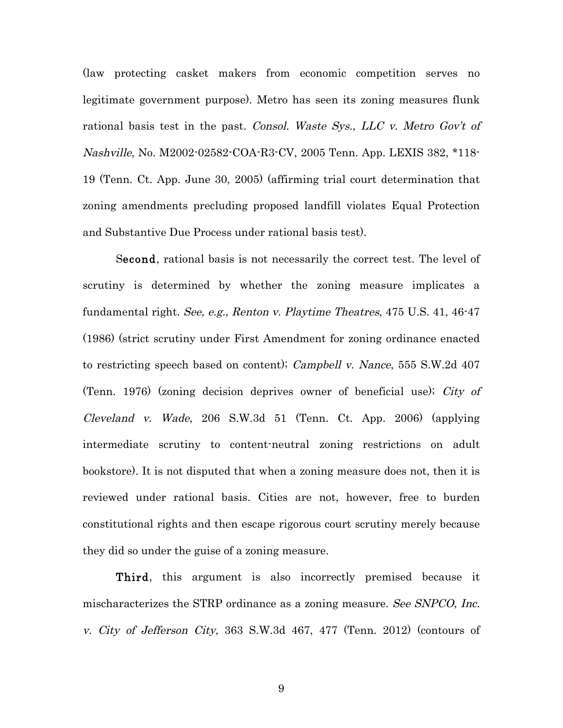(law protecting casket makers from economic competition serves no legitimate government purpose). Metro has seen its zoning measures flunk rational basis test in the past. *Consol. Waste Sys., LLC v. Metro Gov't of Nashville*, No. M2002-02582-COA-R3-CV, 2005 Tenn. App. LEXIS 382, *118-19 (Tenn. Ct. App. June 30, 2005) (affirming trial court determination that zoning amendments precluding proposed landfill violates Equal Protection and Substantive Due Process under rational basis test).

S**econd**, rational basis is not necessarily the correct test. The level of scrutiny is determined by whether the zoning measure implicates a fundamental right. *See, e.g., Renton v. Playtime Theatres*, 475 U.S. 41, 46-47 (1986) (strict scrutiny under First Amendment for zoning ordinance enacted to restricting speech based on content); *Campbell v. Nance*, 555 S.W.2d 407 (Tenn. 1976) (zoning decision deprives owner of beneficial use); *City of Cleveland v. Wade*, 206 S.W.3d 51 (Tenn. Ct. App. 2006) (applying intermediate scrutiny to content-neutral zoning restrictions on adult bookstore). It is not disputed that when a zoning measure does not, then it is reviewed under rational basis. Cities are not, however, free to burden constitutional rights and then escape rigorous court scrutiny merely because they did so under the guise of a zoning measure.

**Third**, this argument is also incorrectly premised because it mischaracterizes the STRP ordinance as a zoning measure. *See SNPCO, Inc. v. City of Jefferson City,* 363 S.W.3d 467, 477 (Tenn. 2012) (contours of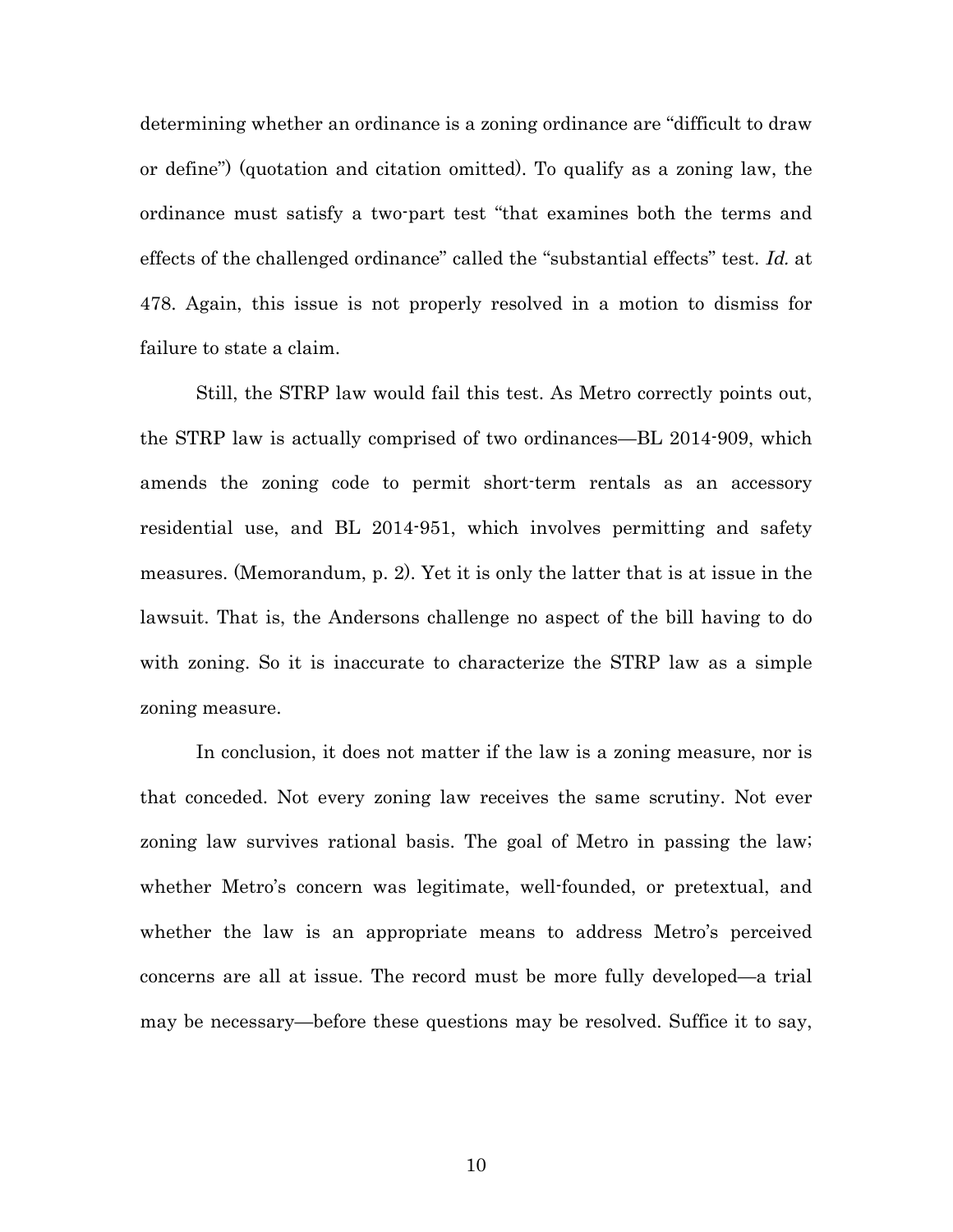determining whether an ordinance is a zoning ordinance are "difficult to draw or define") (quotation and citation omitted). To qualify as a zoning law, the ordinance must satisfy a two-part test "that examines both the terms and effects of the challenged ordinance" called the "substantial effects" test. *Id.* at 478. Again, this issue is not properly resolved in a motion to dismiss for failure to state a claim.

Still, the STRP law would fail this test. As Metro correctly points out, the STRP law is actually comprised of two ordinances—BL 2014-909, which amends the zoning code to permit short-term rentals as an accessory residential use, and BL 2014-951, which involves permitting and safety measures. (Memorandum, p. 2). Yet it is only the latter that is at issue in the lawsuit. That is, the Andersons challenge no aspect of the bill having to do with zoning. So it is inaccurate to characterize the STRP law as a simple zoning measure.

In conclusion, it does not matter if the law is a zoning measure, nor is that conceded. Not every zoning law receives the same scrutiny. Not ever zoning law survives rational basis. The goal of Metro in passing the law; whether Metro's concern was legitimate, well-founded, or pretextual, and whether the law is an appropriate means to address Metro's perceived concerns are all at issue. The record must be more fully developed—a trial may be necessary—before these questions may be resolved. Suffice it to say,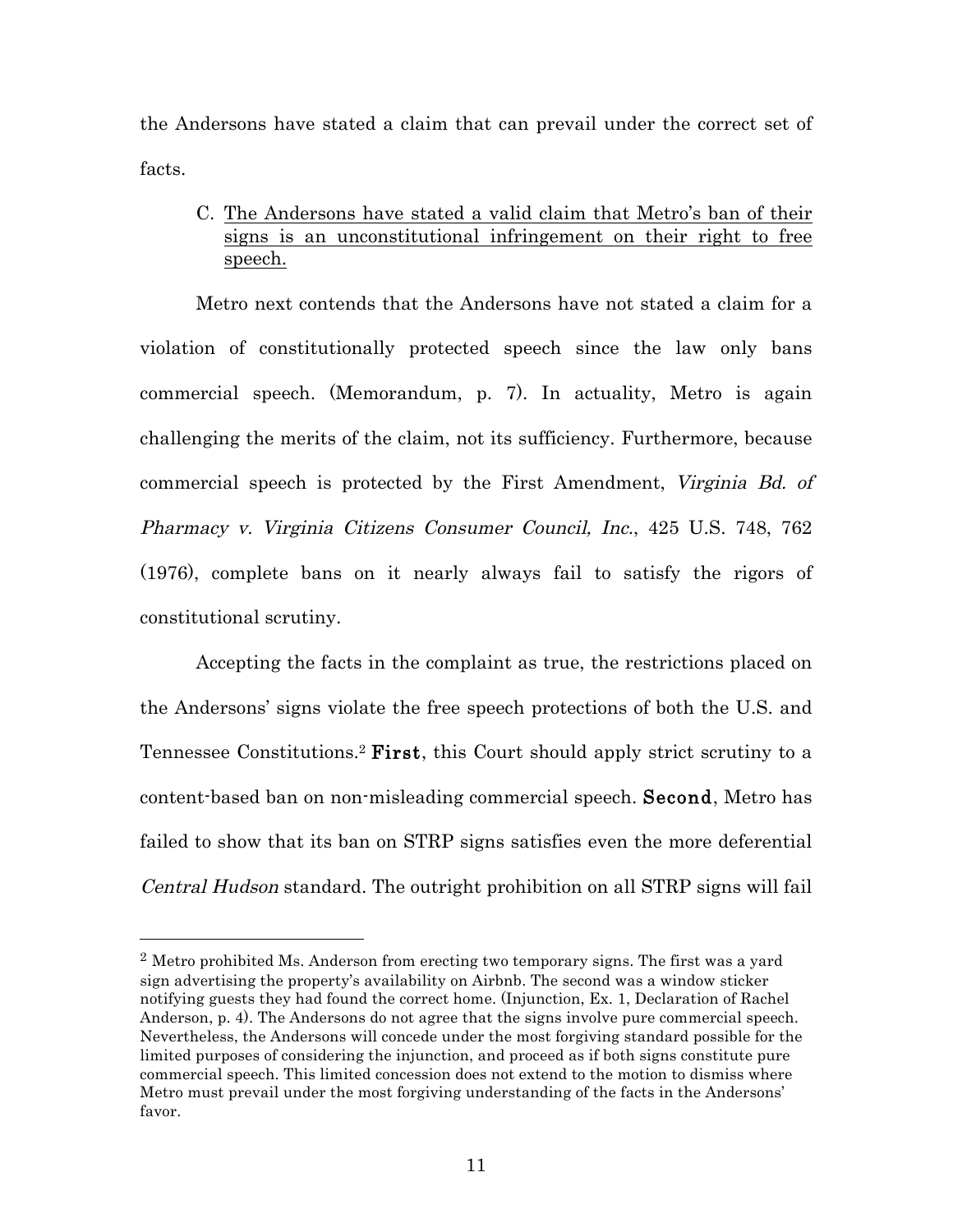the Andersons have stated a claim that can prevail under the correct set of facts.

C. <u>The Andersons have stated a valid claim that Metro's ban of their signs is an unconstitutional infringement on their right to free speech.</u>

Metro next contends that the Andersons have not stated a claim for a violation of constitutionally protected speech since the law only bans commercial speech. (Memorandum, p. 7). In actuality, Metro is again challenging the merits of the claim, not its sufficiency. Furthermore, because commercial speech is protected by the First Amendment, *Virginia Bd. of Pharmacy v. Virginia Citizens Consumer Council, Inc.*, 425 U.S. 748, 762 (1976), complete bans on it nearly always fail to satisfy the rigors of constitutional scrutiny.

Accepting the facts in the complaint as true, the restrictions placed on the Andersons' signs violate the free speech protections of both the U.S. and Tennessee Constitutions.[2] **First**, this Court should apply strict scrutiny to a content-based ban on non-misleading commercial speech. **Second**, Metro has failed to show that its ban on STRP signs satisfies even the more deferential *Central Hudson* standard. The outright prohibition on all STRP signs will fail

---

[2] Metro prohibited Ms. Anderson from erecting two temporary signs. The first was a yard sign advertising the property's availability on Airbnb. The second was a window sticker notifying guests they had found the correct home. (Injunction, Ex. 1, Declaration of Rachel Anderson, p. 4). The Andersons do not agree that the signs involve pure commercial speech. Nevertheless, the Andersons will concede under the most forgiving standard possible for the limited purposes of considering the injunction, and proceed as if both signs constitute pure commercial speech. This limited concession does not extend to the motion to dismiss where Metro must prevail under the most forgiving understanding of the facts in the Andersons' favor.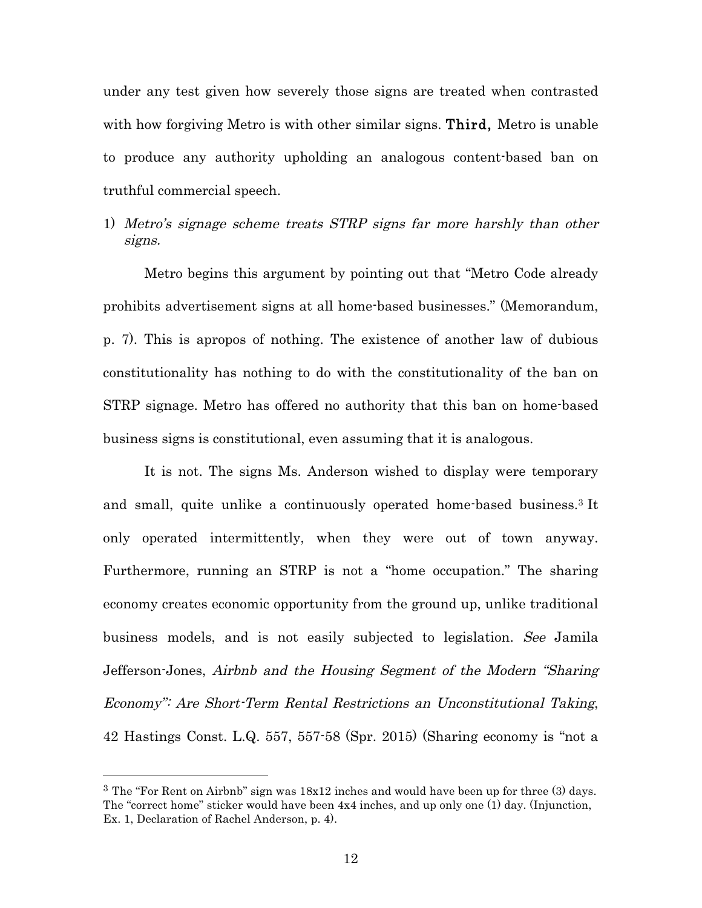under any test given how severely those signs are treated when contrasted with how forgiving Metro is with other similar signs. **Third,** Metro is unable to produce any authority upholding an analogous content-based ban on truthful commercial speech.

1) *Metro's signage scheme treats STRP signs far more harshly than other signs.*

Metro begins this argument by pointing out that "Metro Code already prohibits advertisement signs at all home-based businesses." (Memorandum, p. 7). This is apropos of nothing. The existence of another law of dubious constitutionality has nothing to do with the constitutionality of the ban on STRP signage. Metro has offered no authority that this ban on home-based business signs is constitutional, even assuming that it is analogous.

It is not. The signs Ms. Anderson wished to display were temporary and small, quite unlike a continuously operated home-based business.[3] It only operated intermittently, when they were out of town anyway. Furthermore, running an STRP is not a "home occupation." The sharing economy creates economic opportunity from the ground up, unlike traditional business models, and is not easily subjected to legislation. *See* Jamila Jefferson-Jones, *Airbnb and the Housing Segment of the Modern "Sharing Economy": Are Short-Term Rental Restrictions an Unconstitutional Taking*, 42 Hastings Const. L.Q. 557, 557-58 (Spr. 2015) (Sharing economy is "not a

---

[3] The "For Rent on Airbnb" sign was 18x12 inches and would have been up for three (3) days. The "correct home" sticker would have been 4x4 inches, and up only one (1) day. (Injunction, Ex. 1, Declaration of Rachel Anderson, p. 4).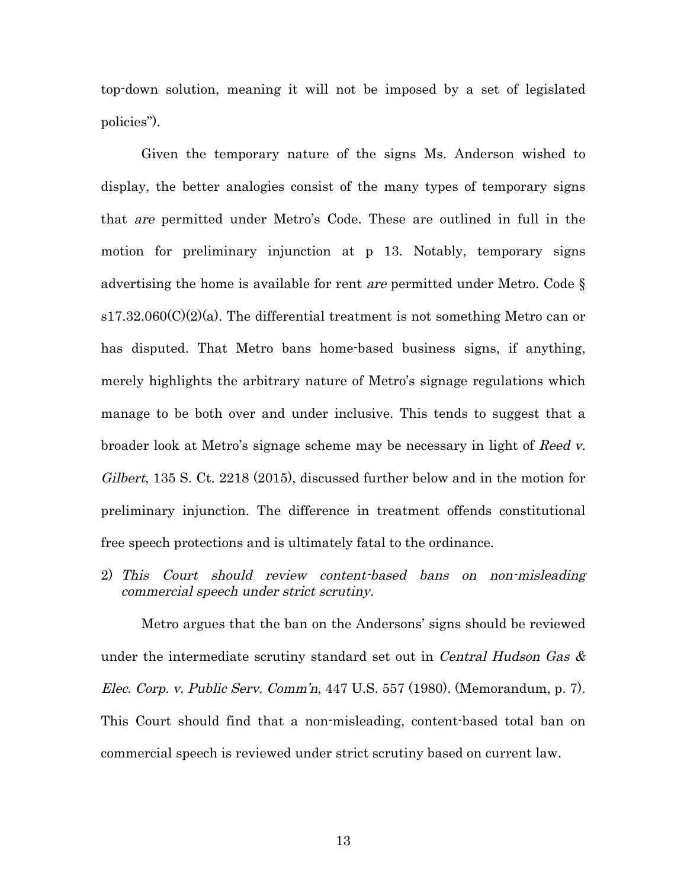top-down solution, meaning it will not be imposed by a set of legislated policies").

Given the temporary nature of the signs Ms. Anderson wished to display, the better analogies consist of the many types of temporary signs that *are* permitted under Metro's Code. These are outlined in full in the motion for preliminary injunction at p 13. Notably, temporary signs advertising the home is available for rent *are* permitted under Metro. Code § s17.32.060(C)(2)(a). The differential treatment is not something Metro can or has disputed. That Metro bans home-based business signs, if anything, merely highlights the arbitrary nature of Metro's signage regulations which manage to be both over and under inclusive. This tends to suggest that a broader look at Metro's signage scheme may be necessary in light of *Reed v. Gilbert*, 135 S. Ct. 2218 (2015), discussed further below and in the motion for preliminary injunction. The difference in treatment offends constitutional free speech protections and is ultimately fatal to the ordinance.

2) *This Court should review content-based bans on non-misleading commercial speech under strict scrutiny.*

Metro argues that the ban on the Andersons' signs should be reviewed under the intermediate scrutiny standard set out in *Central Hudson Gas & Elec. Corp. v. Public Serv. Comm'n*, 447 U.S. 557 (1980). (Memorandum, p. 7). This Court should find that a non-misleading, content-based total ban on commercial speech is reviewed under strict scrutiny based on current law.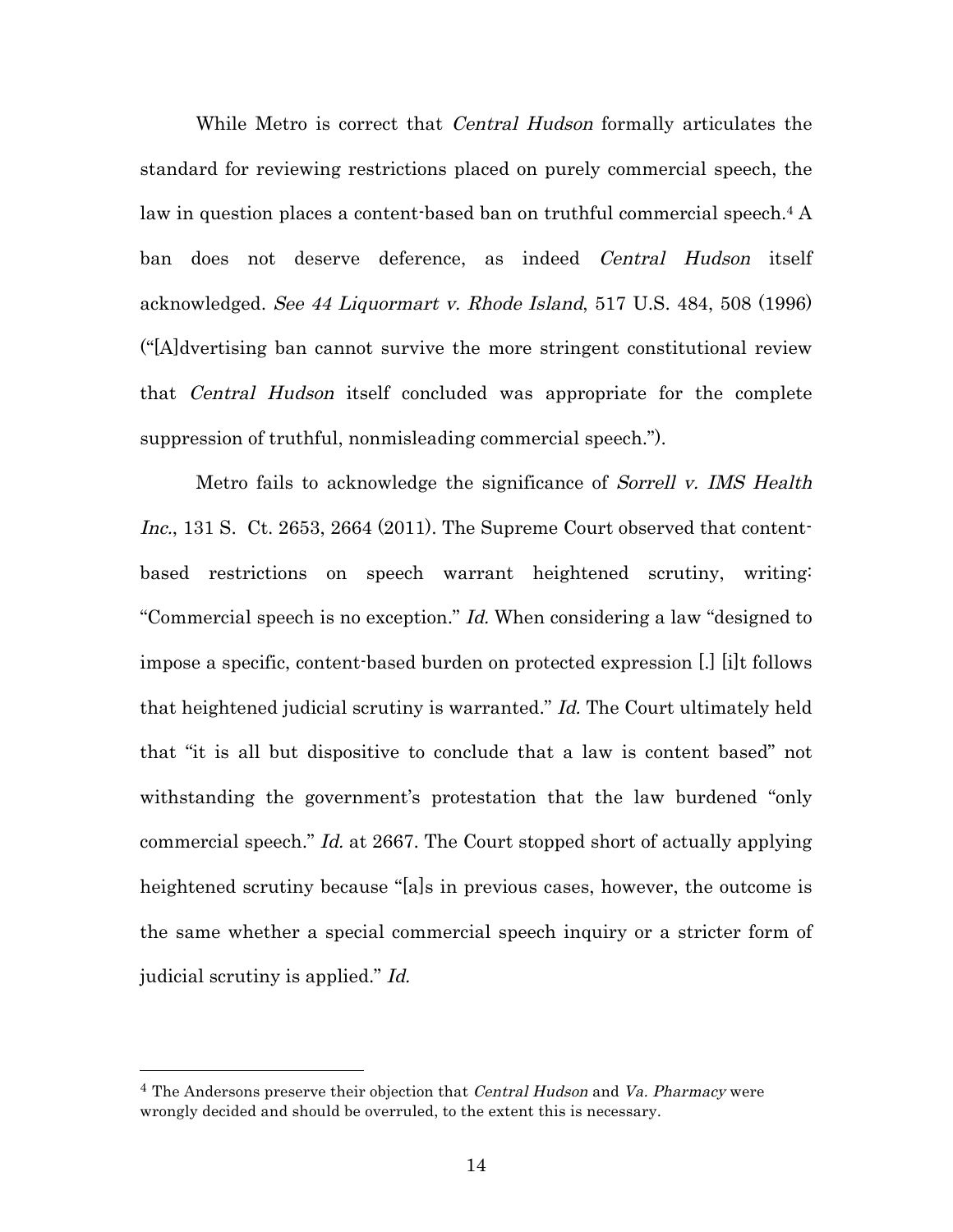While Metro is correct that *Central Hudson* formally articulates the standard for reviewing restrictions placed on purely commercial speech, the law in question places a content-based ban on truthful commercial speech.[4] A ban does not deserve deference, as indeed *Central Hudson* itself acknowledged. *See 44 Liquormart v. Rhode Island*, 517 U.S. 484, 508 (1996) ("[A]dvertising ban cannot survive the more stringent constitutional review that *Central Hudson* itself concluded was appropriate for the complete suppression of truthful, nonmisleading commercial speech.").

Metro fails to acknowledge the significance of *Sorrell v. IMS Health Inc.*, 131 S. Ct. 2653, 2664 (2011). The Supreme Court observed that content-based restrictions on speech warrant heightened scrutiny, writing: "Commercial speech is no exception." *Id.* When considering a law "designed to impose a specific, content-based burden on protected expression [.] [i]t follows that heightened judicial scrutiny is warranted." *Id.* The Court ultimately held that "it is all but dispositive to conclude that a law is content based" not withstanding the government's protestation that the law burdened "only commercial speech." *Id.* at 2667. The Court stopped short of actually applying heightened scrutiny because "[a]s in previous cases, however, the outcome is the same whether a special commercial speech inquiry or a stricter form of judicial scrutiny is applied." *Id.*

---

[4] The Andersons preserve their objection that *Central Hudson* and *Va. Pharmacy* were wrongly decided and should be overruled, to the extent this is necessary.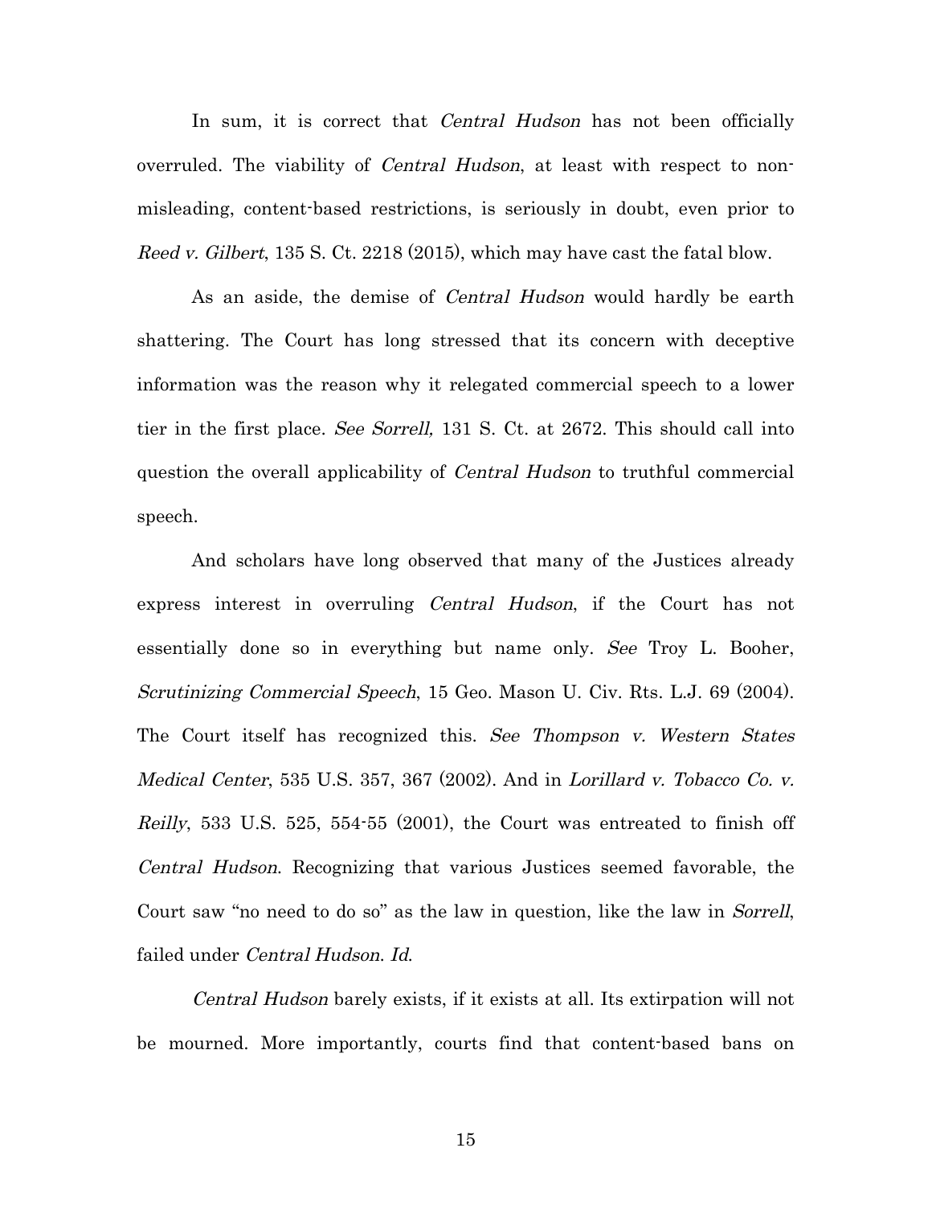In sum, it is correct that *Central Hudson* has not been officially overruled. The viability of *Central Hudson*, at least with respect to non-misleading, content-based restrictions, is seriously in doubt, even prior to *Reed v. Gilbert*, 135 S. Ct. 2218 (2015), which may have cast the fatal blow.

As an aside, the demise of *Central Hudson* would hardly be earth shattering. The Court has long stressed that its concern with deceptive information was the reason why it relegated commercial speech to a lower tier in the first place. *See Sorrell,* 131 S. Ct. at 2672. This should call into question the overall applicability of *Central Hudson* to truthful commercial speech.

And scholars have long observed that many of the Justices already express interest in overruling *Central Hudson*, if the Court has not essentially done so in everything but name only. *See* Troy L. Booher, *Scrutinizing Commercial Speech*, 15 Geo. Mason U. Civ. Rts. L.J. 69 (2004). The Court itself has recognized this. *See Thompson v. Western States Medical Center*, 535 U.S. 357, 367 (2002). And in *Lorillard v. Tobacco Co. v. Reilly*, 533 U.S. 525, 554-55 (2001), the Court was entreated to finish off *Central Hudson*. Recognizing that various Justices seemed favorable, the Court saw "no need to do so" as the law in question, like the law in *Sorrell*, failed under *Central Hudson*. *Id.*

*Central Hudson* barely exists, if it exists at all. Its extirpation will not be mourned. More importantly, courts find that content-based bans on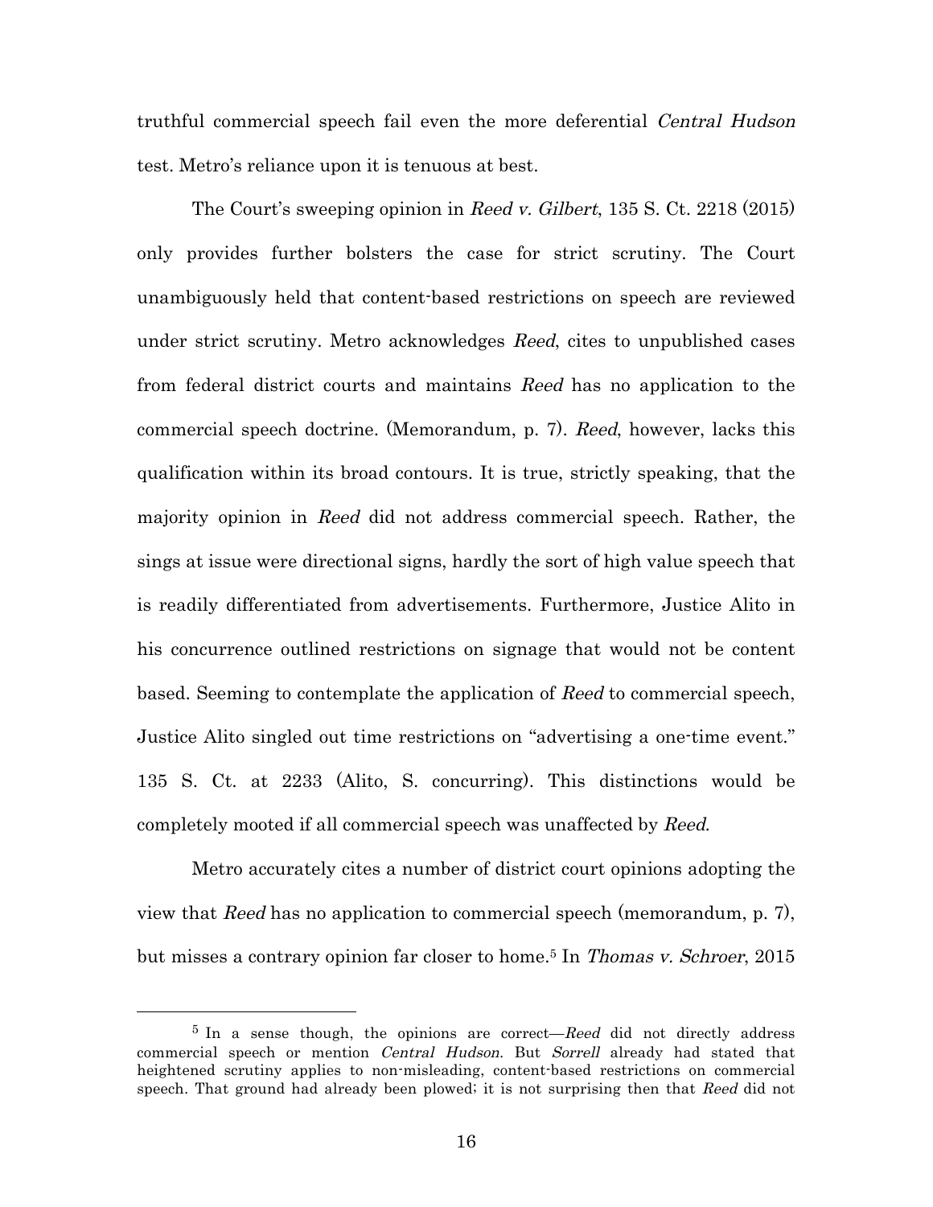truthful commercial speech fail even the more deferential *Central Hudson* test. Metro's reliance upon it is tenuous at best.

The Court's sweeping opinion in *Reed v. Gilbert*, 135 S. Ct. 2218 (2015) only provides further bolsters the case for strict scrutiny. The Court unambiguously held that content-based restrictions on speech are reviewed under strict scrutiny. Metro acknowledges *Reed*, cites to unpublished cases from federal district courts and maintains *Reed* has no application to the commercial speech doctrine. (Memorandum, p. 7). *Reed*, however, lacks this qualification within its broad contours. It is true, strictly speaking, that the majority opinion in *Reed* did not address commercial speech. Rather, the sings at issue were directional signs, hardly the sort of high value speech that is readily differentiated from advertisements. Furthermore, Justice Alito in his concurrence outlined restrictions on signage that would not be content based. Seeming to contemplate the application of *Reed* to commercial speech, Justice Alito singled out time restrictions on "advertising a one-time event." 135 S. Ct. at 2233 (Alito, S. concurring). This distinctions would be completely mooted if all commercial speech was unaffected by *Reed*.

Metro accurately cites a number of district court opinions adopting the view that *Reed* has no application to commercial speech (memorandum, p. 7), but misses a contrary opinion far closer to home.[5] In *Thomas v. Schroer*, 2015

[5] In a sense though, the opinions are correct—*Reed* did not directly address commercial speech or mention *Central Hudson*. But *Sorrell* already had stated that heightened scrutiny applies to non-misleading, content-based restrictions on commercial speech. That ground had already been plowed; it is not surprising then that *Reed* did not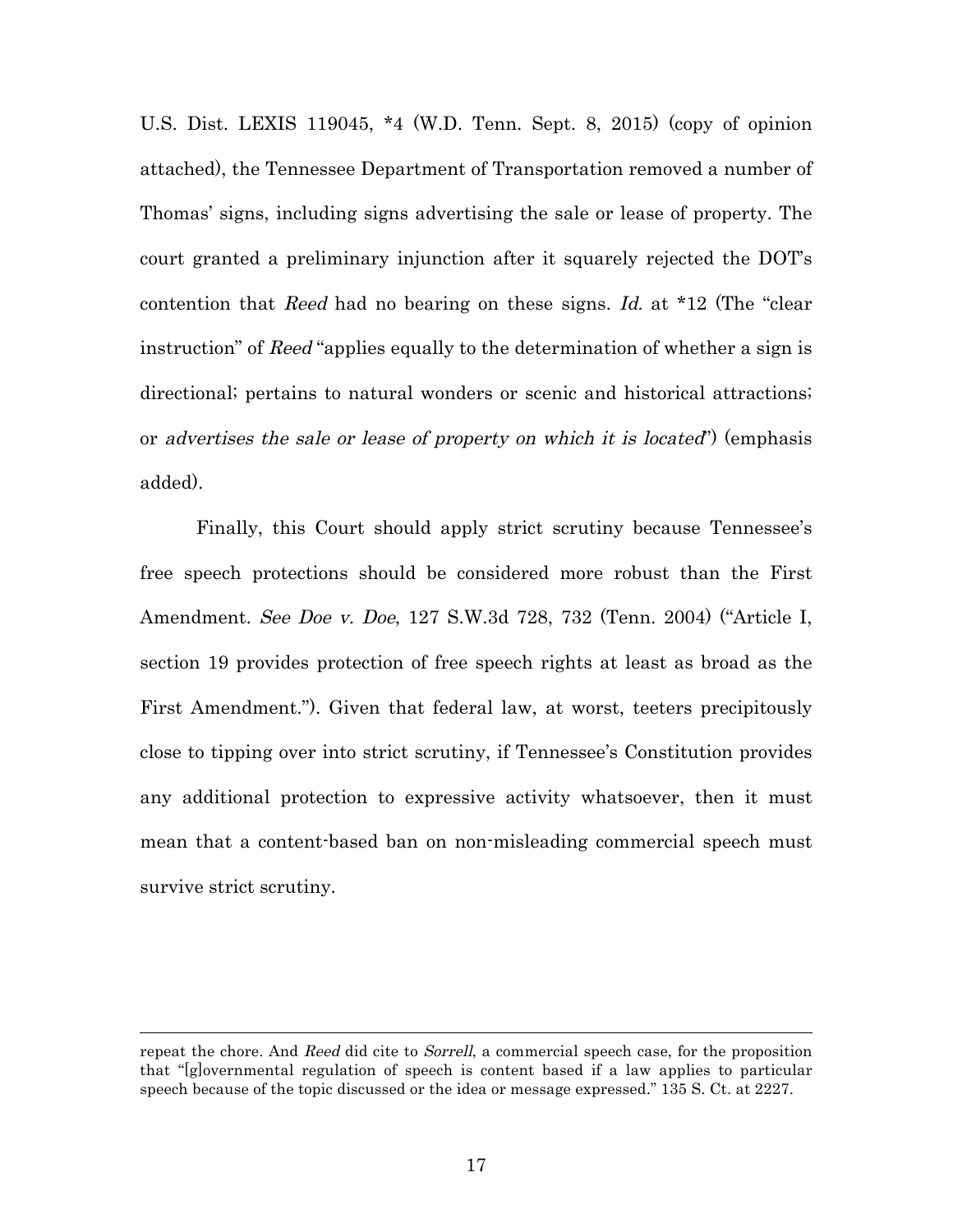U.S. Dist. LEXIS 119045, *4 (W.D. Tenn. Sept. 8, 2015) (copy of opinion attached), the Tennessee Department of Transportation removed a number of Thomas' signs, including signs advertising the sale or lease of property. The court granted a preliminary injunction after it squarely rejected the DOT's contention that *Reed* had no bearing on these signs. *Id.* at *12 (The "clear instruction" of *Reed* "applies equally to the determination of whether a sign is directional; pertains to natural wonders or scenic and historical attractions; or *advertises the sale or lease of property on which it is located*") (emphasis added).

Finally, this Court should apply strict scrutiny because Tennessee's free speech protections should be considered more robust than the First Amendment. *See Doe v. Doe*, 127 S.W.3d 728, 732 (Tenn. 2004) ("Article I, section 19 provides protection of free speech rights at least as broad as the First Amendment."). Given that federal law, at worst, teeters precipitously close to tipping over into strict scrutiny, if Tennessee's Constitution provides any additional protection to expressive activity whatsoever, then it must mean that a content-based ban on non-misleading commercial speech must survive strict scrutiny.

---

repeat the chore. And *Reed* did cite to *Sorrell*, a commercial speech case, for the proposition that "[g]overnmental regulation of speech is content based if a law applies to particular speech because of the topic discussed or the idea or message expressed." 135 S. Ct. at 2227.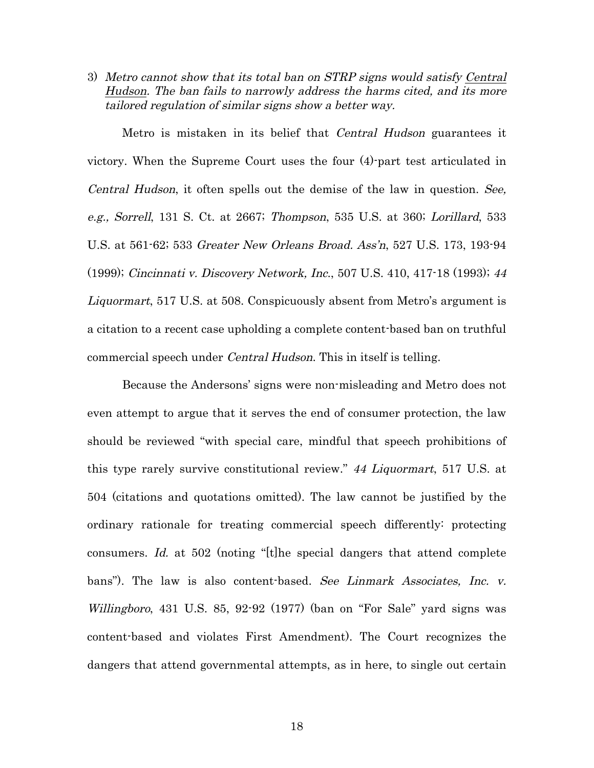3) *Metro cannot show that its total ban on STRP signs would satisfy* <u>*Central Hudson*</u>*. The ban fails to narrowly address the harms cited, and its more tailored regulation of similar signs show a better way.*

Metro is mistaken in its belief that *Central Hudson* guarantees it victory. When the Supreme Court uses the four (4)-part test articulated in *Central Hudson*, it often spells out the demise of the law in question. *See, e.g., Sorrell*, 131 S. Ct. at 2667; *Thompson*, 535 U.S. at 360; *Lorillard*, 533 U.S. at 561-62; 533 *Greater New Orleans Broad. Ass'n*, 527 U.S. 173, 193-94 (1999); *Cincinnati v. Discovery Network, Inc.*, 507 U.S. 410, 417-18 (1993); *44 Liquormart*, 517 U.S. at 508. Conspicuously absent from Metro's argument is a citation to a recent case upholding a complete content-based ban on truthful commercial speech under *Central Hudson*. This in itself is telling.

Because the Andersons' signs were non-misleading and Metro does not even attempt to argue that it serves the end of consumer protection, the law should be reviewed "with special care, mindful that speech prohibitions of this type rarely survive constitutional review." *44 Liquormart*, 517 U.S. at 504 (citations and quotations omitted). The law cannot be justified by the ordinary rationale for treating commercial speech differently: protecting consumers. *Id.* at 502 (noting "[t]he special dangers that attend complete bans"). The law is also content-based. *See Linmark Associates, Inc. v. Willingboro*, 431 U.S. 85, 92-92 (1977) (ban on "For Sale" yard signs was content-based and violates First Amendment). The Court recognizes the dangers that attend governmental attempts, as in here, to single out certain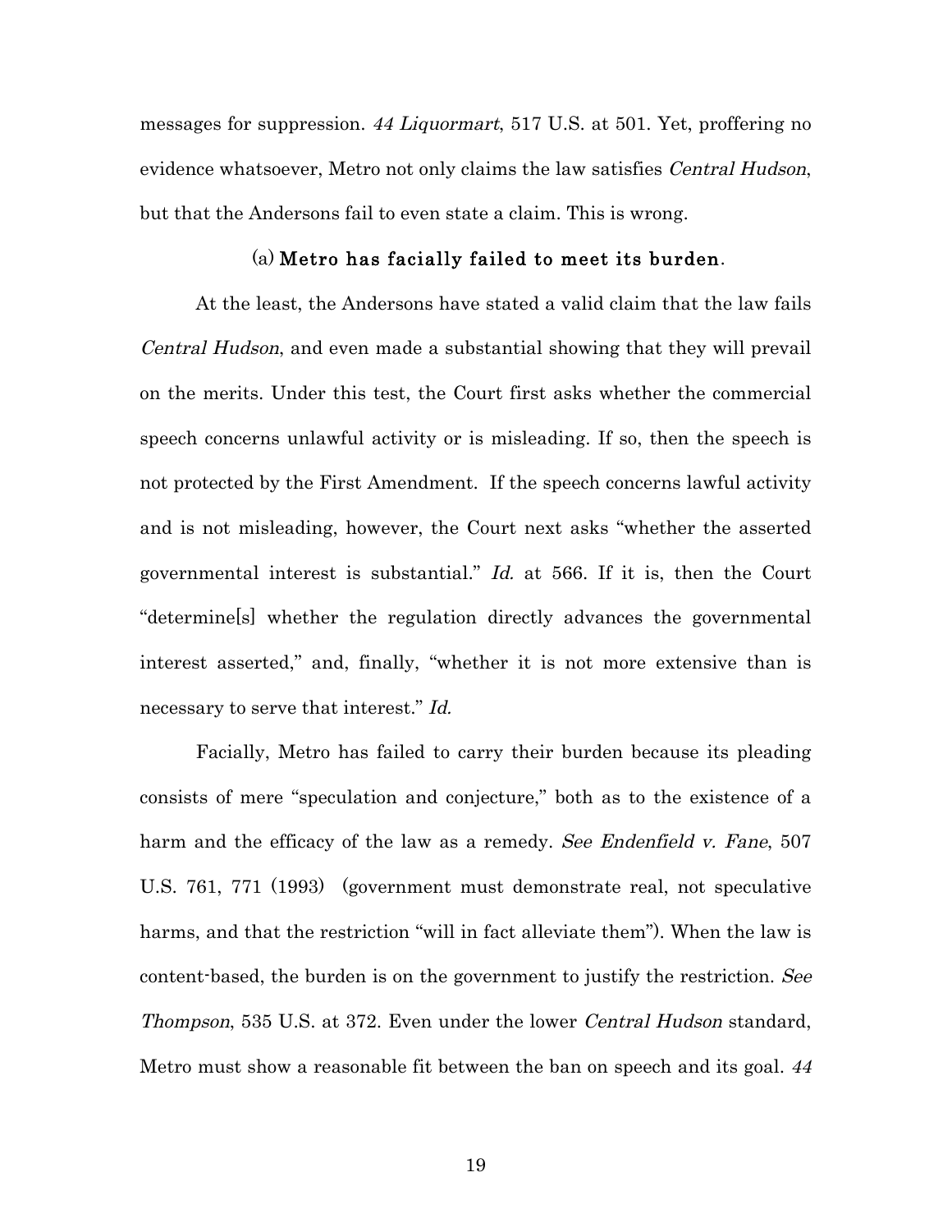messages for suppression. *44 Liquormart*, 517 U.S. at 501. Yet, proffering no evidence whatsoever, Metro not only claims the law satisfies *Central Hudson*, but that the Andersons fail to even state a claim. This is wrong.

(a) **Metro has facially failed to meet its burden**.

At the least, the Andersons have stated a valid claim that the law fails *Central Hudson*, and even made a substantial showing that they will prevail on the merits. Under this test, the Court first asks whether the commercial speech concerns unlawful activity or is misleading. If so, then the speech is not protected by the First Amendment. If the speech concerns lawful activity and is not misleading, however, the Court next asks "whether the asserted governmental interest is substantial." *Id.* at 566. If it is, then the Court "determine[s] whether the regulation directly advances the governmental interest asserted," and, finally, "whether it is not more extensive than is necessary to serve that interest." *Id.*

Facially, Metro has failed to carry their burden because its pleading consists of mere "speculation and conjecture," both as to the existence of a harm and the efficacy of the law as a remedy. *See Endenfield v. Fane*, 507 U.S. 761, 771 (1993) (government must demonstrate real, not speculative harms, and that the restriction "will in fact alleviate them"). When the law is content-based, the burden is on the government to justify the restriction. *See Thompson*, 535 U.S. at 372. Even under the lower *Central Hudson* standard, Metro must show a reasonable fit between the ban on speech and its goal. *44*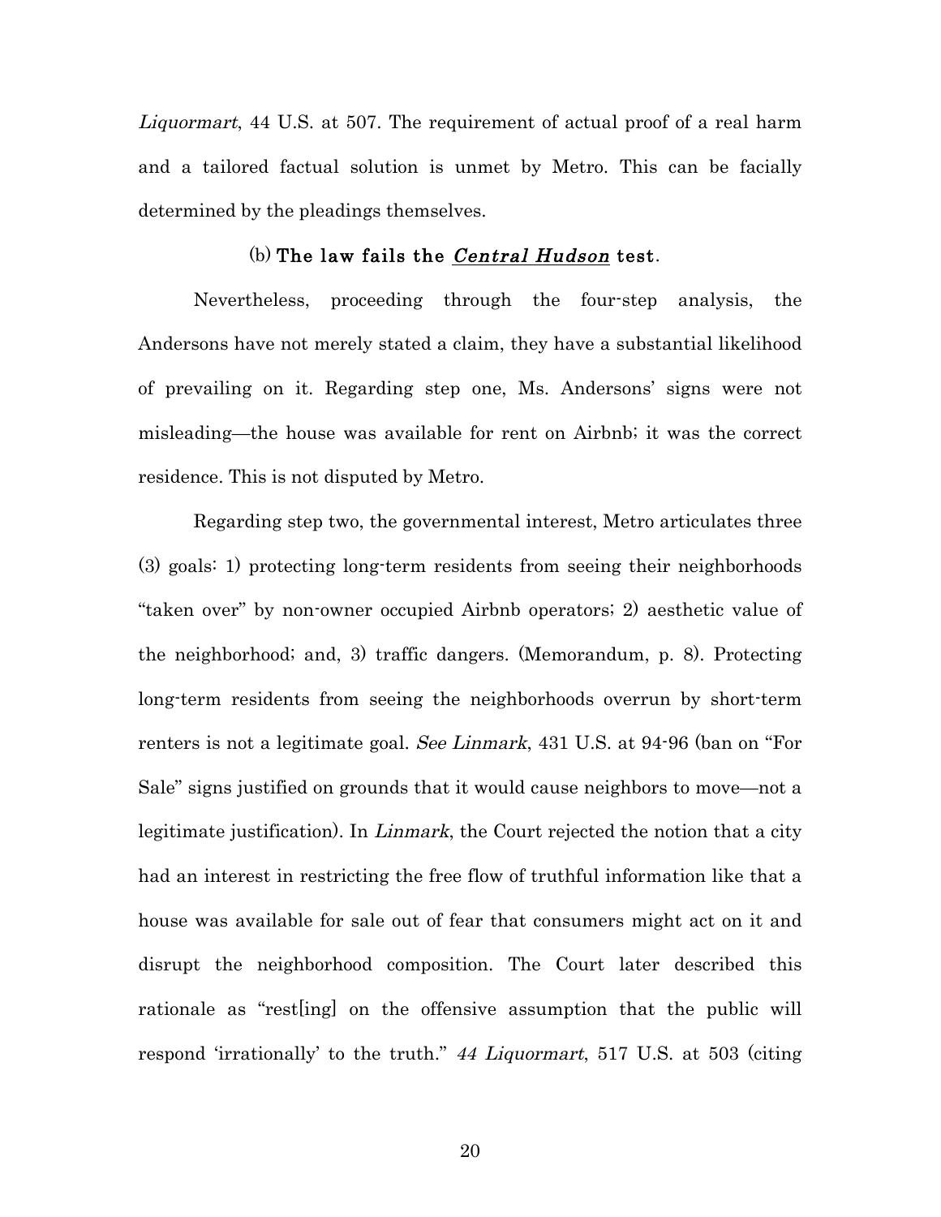*Liquormart*, 44 U.S. at 507. The requirement of actual proof of a real harm and a tailored factual solution is unmet by Metro. This can be facially determined by the pleadings themselves.

#### (b) The law fails the *Central Hudson* test.

Nevertheless, proceeding through the four-step analysis, the Andersons have not merely stated a claim, they have a substantial likelihood of prevailing on it. Regarding step one, Ms. Andersons' signs were not misleading—the house was available for rent on Airbnb; it was the correct residence. This is not disputed by Metro.

Regarding step two, the governmental interest, Metro articulates three (3) goals: 1) protecting long-term residents from seeing their neighborhoods "taken over" by non-owner occupied Airbnb operators; 2) aesthetic value of the neighborhood; and, 3) traffic dangers. (Memorandum, p. 8). Protecting long-term residents from seeing the neighborhoods overrun by short-term renters is not a legitimate goal. *See Linmark*, 431 U.S. at 94-96 (ban on "For Sale" signs justified on grounds that it would cause neighbors to move—not a legitimate justification). In *Linmark*, the Court rejected the notion that a city had an interest in restricting the free flow of truthful information like that a house was available for sale out of fear that consumers might act on it and disrupt the neighborhood composition. The Court later described this rationale as "rest[ing] on the offensive assumption that the public will respond 'irrationally' to the truth." *44 Liquormart*, 517 U.S. at 503 (citing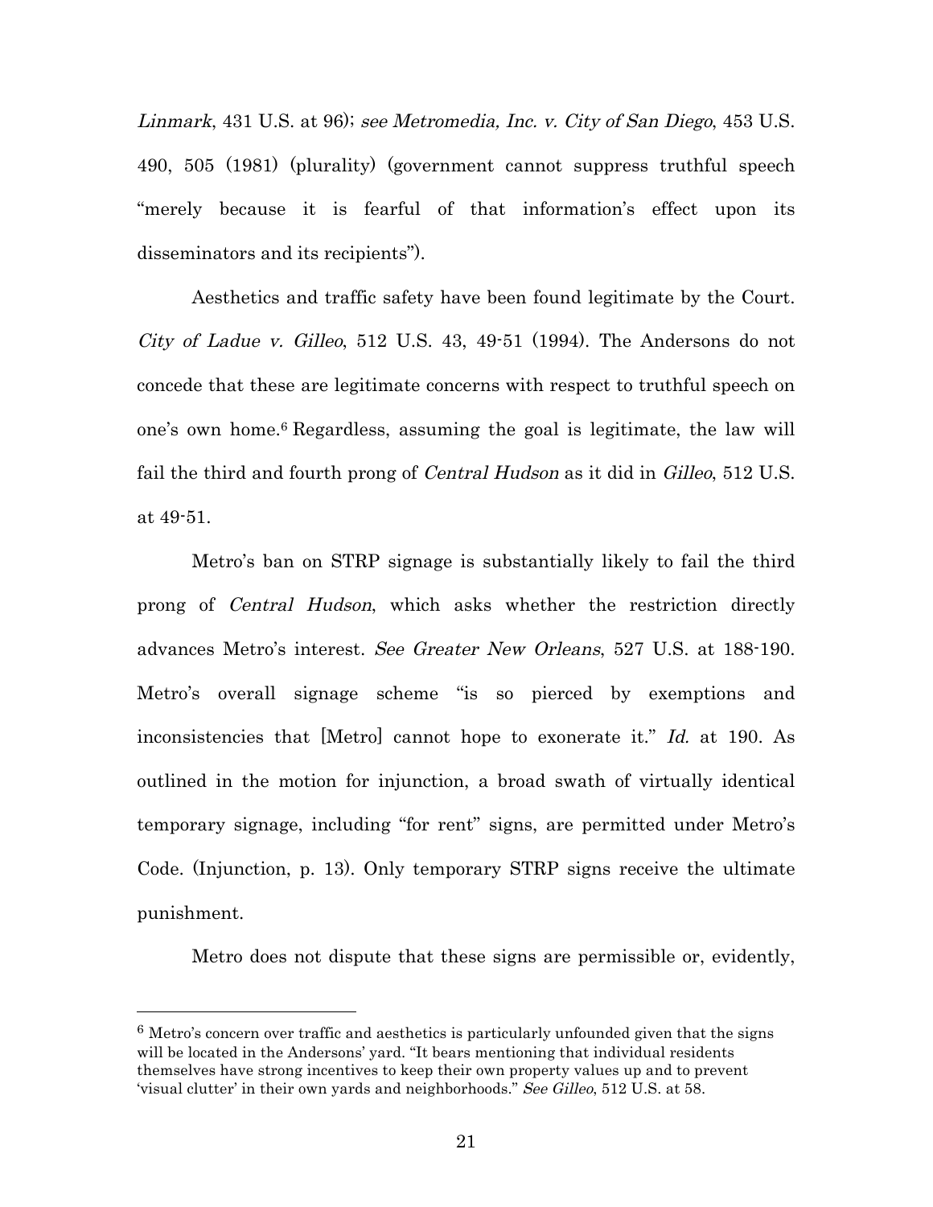*Linmark*, 431 U.S. at 96); *see Metromedia, Inc. v. City of San Diego*, 453 U.S. 490, 505 (1981) (plurality) (government cannot suppress truthful speech "merely because it is fearful of that information's effect upon its disseminators and its recipients").

Aesthetics and traffic safety have been found legitimate by the Court. *City of Ladue v. Gilleo*, 512 U.S. 43, 49-51 (1994). The Andersons do not concede that these are legitimate concerns with respect to truthful speech on one's own home.[6] Regardless, assuming the goal is legitimate, the law will fail the third and fourth prong of *Central Hudson* as it did in *Gilleo*, 512 U.S. at 49-51.

Metro's ban on STRP signage is substantially likely to fail the third prong of *Central Hudson*, which asks whether the restriction directly advances Metro's interest. *See Greater New Orleans*, 527 U.S. at 188-190. Metro's overall signage scheme "is so pierced by exemptions and inconsistencies that [Metro] cannot hope to exonerate it." *Id.* at 190. As outlined in the motion for injunction, a broad swath of virtually identical temporary signage, including "for rent" signs, are permitted under Metro's Code. (Injunction, p. 13). Only temporary STRP signs receive the ultimate punishment.

Metro does not dispute that these signs are permissible or, evidently,

---

[6] Metro's concern over traffic and aesthetics is particularly unfounded given that the signs will be located in the Andersons' yard. "It bears mentioning that individual residents themselves have strong incentives to keep their own property values up and to prevent 'visual clutter' in their own yards and neighborhoods." *See Gilleo*, 512 U.S. at 58.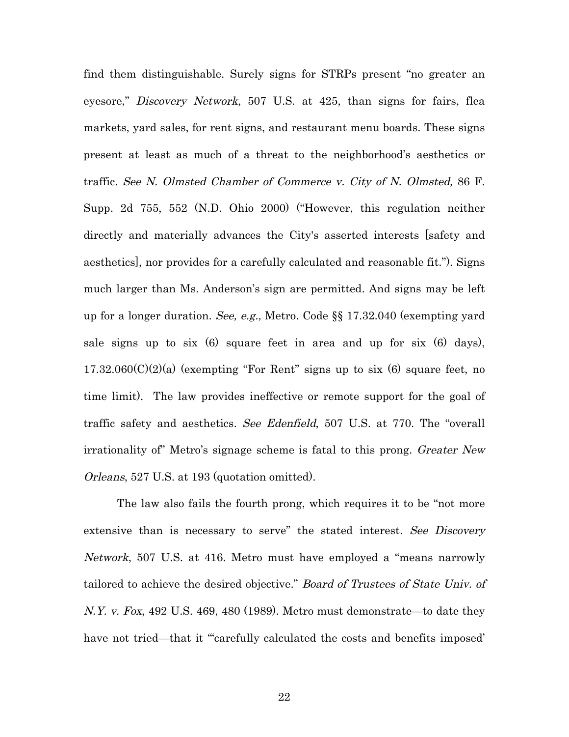find them distinguishable. Surely signs for STRPs present "no greater an eyesore," *Discovery Network*, 507 U.S. at 425, than signs for fairs, flea markets, yard sales, for rent signs, and restaurant menu boards. These signs present at least as much of a threat to the neighborhood's aesthetics or traffic. *See N. Olmsted Chamber of Commerce v. City of N. Olmsted,* 86 F. Supp. 2d 755, 552 (N.D. Ohio 2000) ("However, this regulation neither directly and materially advances the City's asserted interests [safety and aesthetics], nor provides for a carefully calculated and reasonable fit."). Signs much larger than Ms. Anderson's sign are permitted. And signs may be left up for a longer duration. *See, e.g.,* Metro. Code §§ 17.32.040 (exempting yard sale signs up to six (6) square feet in area and up for six (6) days), 17.32.060(C)(2)(a) (exempting "For Rent" signs up to six (6) square feet, no time limit). The law provides ineffective or remote support for the goal of traffic safety and aesthetics. *See Edenfield*, 507 U.S. at 770. The "overall irrationality of" Metro's signage scheme is fatal to this prong. *Greater New Orleans*, 527 U.S. at 193 (quotation omitted).

The law also fails the fourth prong, which requires it to be "not more extensive than is necessary to serve" the stated interest. *See Discovery Network*, 507 U.S. at 416. Metro must have employed a "means narrowly tailored to achieve the desired objective." *Board of Trustees of State Univ. of N.Y. v. Fox*, 492 U.S. 469, 480 (1989). Metro must demonstrate—to date they have not tried—that it "'carefully calculated the costs and benefits imposed'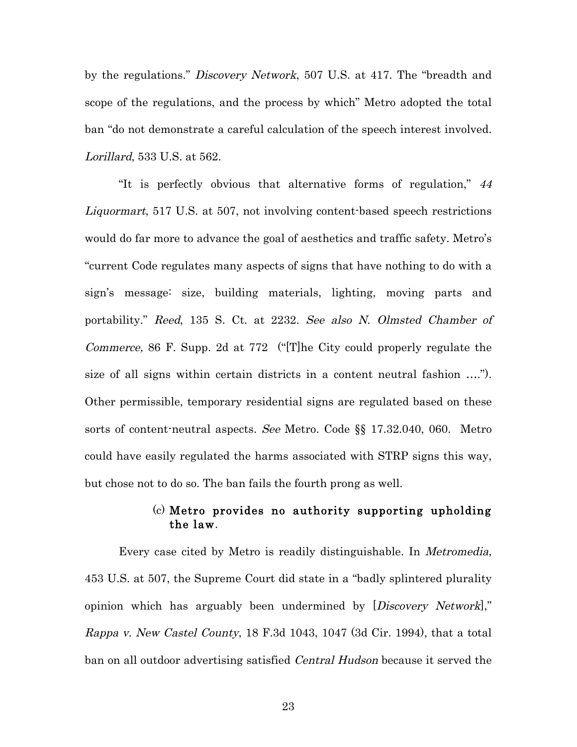by the regulations." *Discovery Network*, 507 U.S. at 417. The "breadth and scope of the regulations, and the process by which" Metro adopted the total ban "do not demonstrate a careful calculation of the speech interest involved. *Lorillard*, 533 U.S. at 562.

"It is perfectly obvious that alternative forms of regulation," *44 Liquormart*, 517 U.S. at 507, not involving content-based speech restrictions would do far more to advance the goal of aesthetics and traffic safety. Metro's "current Code regulates many aspects of signs that have nothing to do with a sign's message: size, building materials, lighting, moving parts and portability." *Reed*, 135 S. Ct. at 2232. *See also N. Olmsted Chamber of Commerce,* 86 F. Supp. 2d at 772 ("[T]he City could properly regulate the size of all signs within certain districts in a content neutral fashion …."). Other permissible, temporary residential signs are regulated based on these sorts of content-neutral aspects. *See* Metro. Code §§ 17.32.040, 060. Metro could have easily regulated the harms associated with STRP signs this way, but chose not to do so. The ban fails the fourth prong as well.

#### (c) Metro provides no authority supporting upholding the law.

Every case cited by Metro is readily distinguishable. In *Metromedia*, 453 U.S. at 507, the Supreme Court did state in a "badly splintered plurality opinion which has arguably been undermined by [*Discovery Network*]," *Rappa v. New Castel County*, 18 F.3d 1043, 1047 (3d Cir. 1994), that a total ban on all outdoor advertising satisfied *Central Hudson* because it served the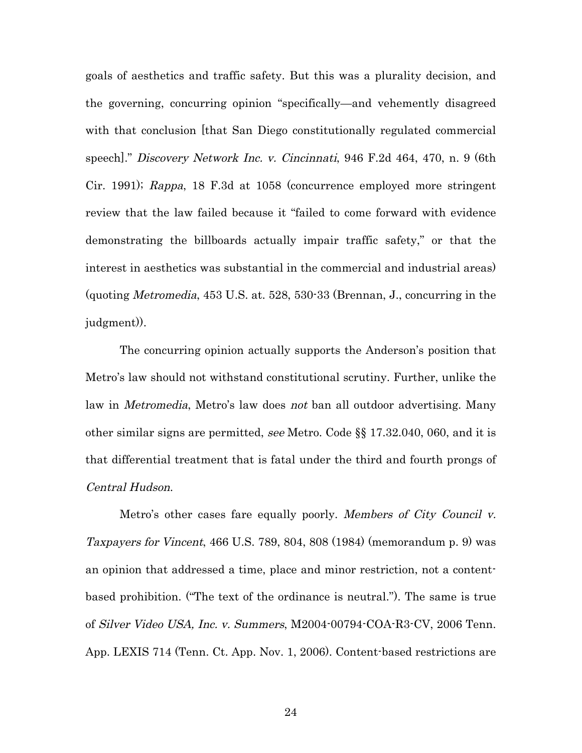goals of aesthetics and traffic safety. But this was a plurality decision, and the governing, concurring opinion "specifically—and vehemently disagreed with that conclusion [that San Diego constitutionally regulated commercial speech]." *Discovery Network Inc. v. Cincinnati*, 946 F.2d 464, 470, n. 9 (6th Cir. 1991); *Rappa*, 18 F.3d at 1058 (concurrence employed more stringent review that the law failed because it "failed to come forward with evidence demonstrating the billboards actually impair traffic safety," or that the interest in aesthetics was substantial in the commercial and industrial areas) (quoting *Metromedia*, 453 U.S. at. 528, 530-33 (Brennan, J., concurring in the judgment)).

The concurring opinion actually supports the Anderson's position that Metro's law should not withstand constitutional scrutiny. Further, unlike the law in *Metromedia*, Metro's law does *not* ban all outdoor advertising. Many other similar signs are permitted, *see* Metro. Code §§ 17.32.040, 060, and it is that differential treatment that is fatal under the third and fourth prongs of *Central Hudson*.

Metro's other cases fare equally poorly. *Members of City Council v. Taxpayers for Vincent*, 466 U.S. 789, 804, 808 (1984) (memorandum p. 9) was an opinion that addressed a time, place and minor restriction, not a content-based prohibition. ("The text of the ordinance is neutral."). The same is true of *Silver Video USA, Inc. v. Summers*, M2004-00794-COA-R3-CV, 2006 Tenn. App. LEXIS 714 (Tenn. Ct. App. Nov. 1, 2006). Content-based restrictions are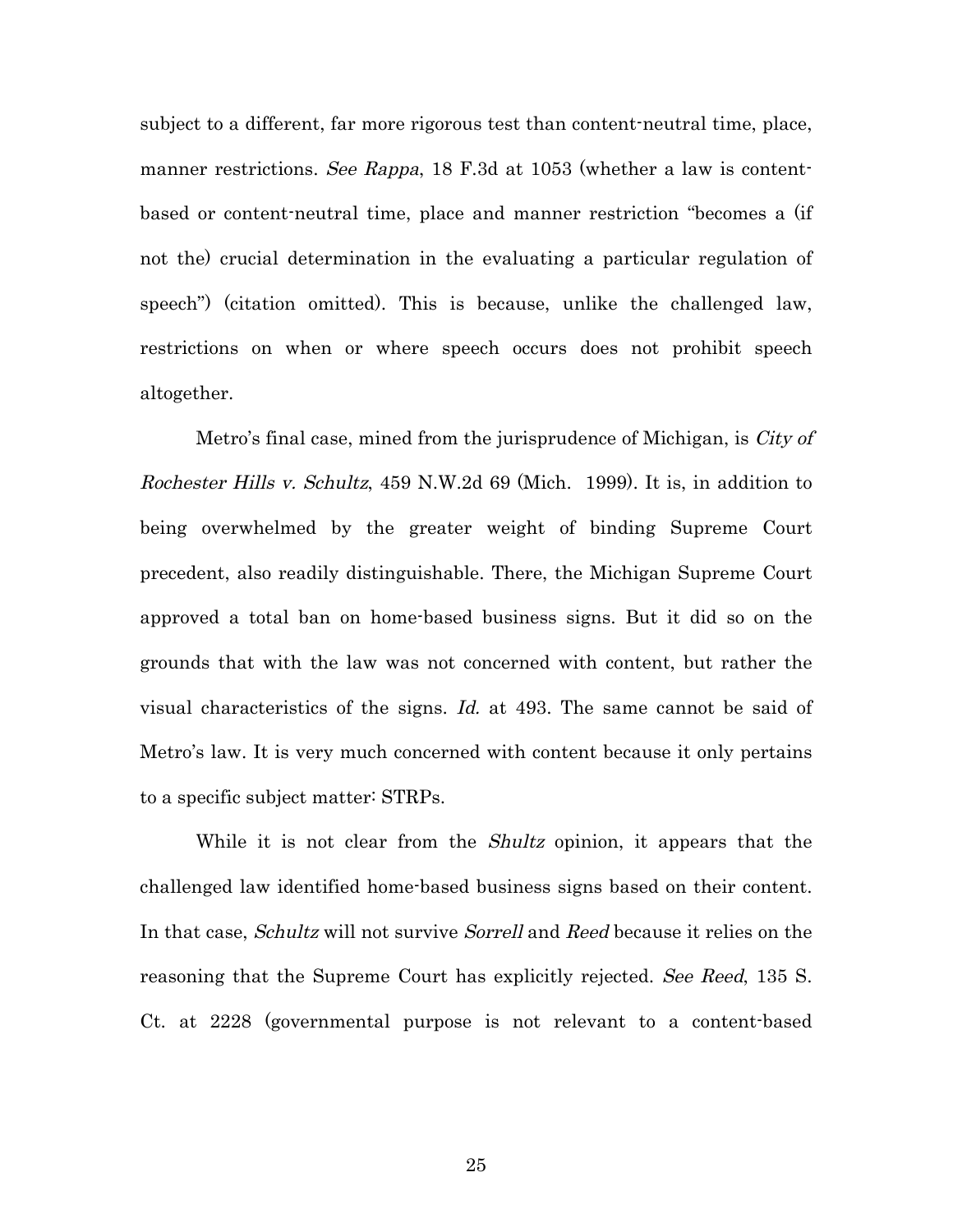subject to a different, far more rigorous test than content-neutral time, place, manner restrictions. *See Rappa*, 18 F.3d at 1053 (whether a law is content-based or content-neutral time, place and manner restriction "becomes a (if not the) crucial determination in the evaluating a particular regulation of speech") (citation omitted). This is because, unlike the challenged law, restrictions on when or where speech occurs does not prohibit speech altogether.

Metro's final case, mined from the jurisprudence of Michigan, is *City of Rochester Hills v. Schultz*, 459 N.W.2d 69 (Mich. 1999). It is, in addition to being overwhelmed by the greater weight of binding Supreme Court precedent, also readily distinguishable. There, the Michigan Supreme Court approved a total ban on home-based business signs. But it did so on the grounds that with the law was not concerned with content, but rather the visual characteristics of the signs. *Id.* at 493. The same cannot be said of Metro's law. It is very much concerned with content because it only pertains to a specific subject matter: STRPs.

While it is not clear from the *Shultz* opinion, it appears that the challenged law identified home-based business signs based on their content. In that case, *Schultz* will not survive *Sorrell* and *Reed* because it relies on the reasoning that the Supreme Court has explicitly rejected. *See Reed*, 135 S. Ct. at 2228 (governmental purpose is not relevant to a content-based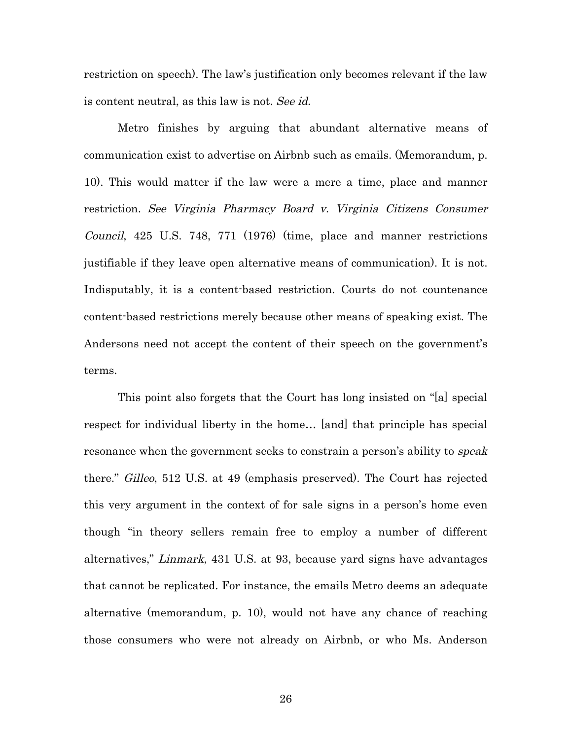restriction on speech). The law's justification only becomes relevant if the law is content neutral, as this law is not. *See id.*

Metro finishes by arguing that abundant alternative means of communication exist to advertise on Airbnb such as emails. (Memorandum, p. 10). This would matter if the law were a mere a time, place and manner restriction. *See Virginia Pharmacy Board v. Virginia Citizens Consumer Council*, 425 U.S. 748, 771 (1976) (time, place and manner restrictions justifiable if they leave open alternative means of communication). It is not. Indisputably, it is a content-based restriction. Courts do not countenance content-based restrictions merely because other means of speaking exist. The Andersons need not accept the content of their speech on the government's terms.

This point also forgets that the Court has long insisted on "[a] special respect for individual liberty in the home… [and] that principle has special resonance when the government seeks to constrain a person's ability to *speak* there." *Gilleo*, 512 U.S. at 49 (emphasis preserved). The Court has rejected this very argument in the context of for sale signs in a person's home even though "in theory sellers remain free to employ a number of different alternatives," *Linmark*, 431 U.S. at 93, because yard signs have advantages that cannot be replicated. For instance, the emails Metro deems an adequate alternative (memorandum, p. 10), would not have any chance of reaching those consumers who were not already on Airbnb, or who Ms. Anderson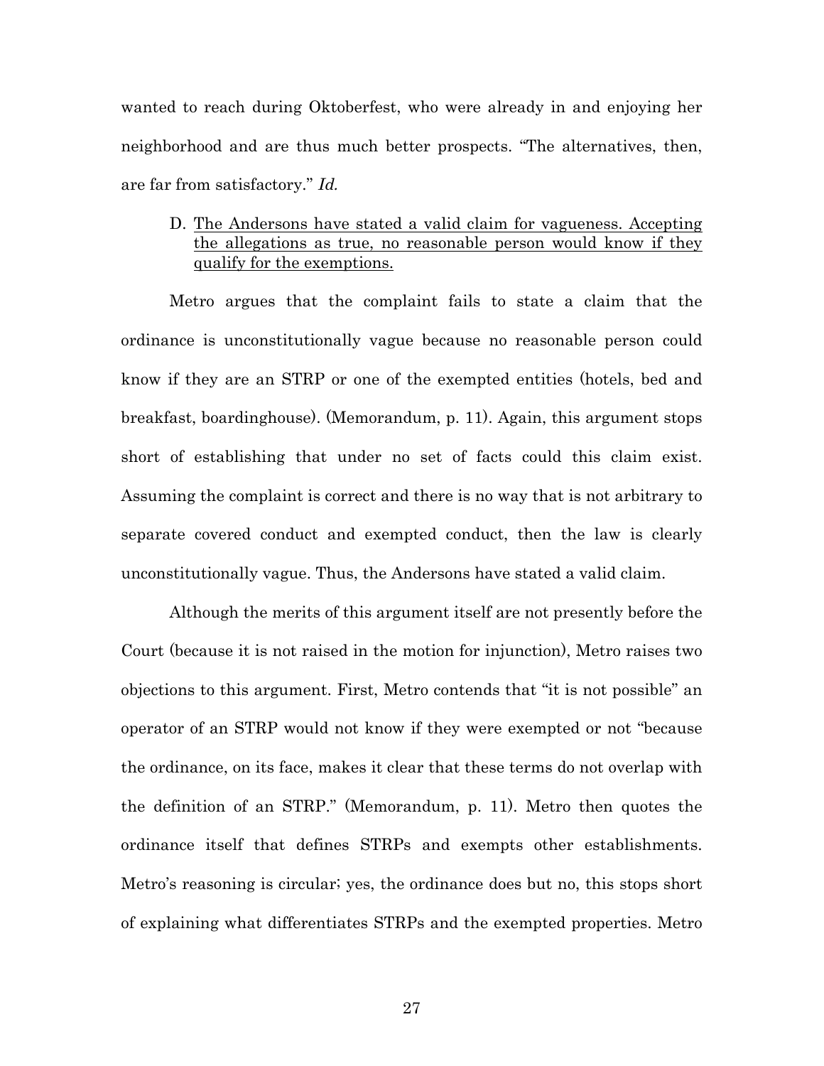wanted to reach during Oktoberfest, who were already in and enjoying her neighborhood and are thus much better prospects. "The alternatives, then, are far from satisfactory." *Id.*

D. <u>The Andersons have stated a valid claim for vagueness. Accepting the allegations as true, no reasonable person would know if they qualify for the exemptions.</u>

Metro argues that the complaint fails to state a claim that the ordinance is unconstitutionally vague because no reasonable person could know if they are an STRP or one of the exempted entities (hotels, bed and breakfast, boardinghouse). (Memorandum, p. 11). Again, this argument stops short of establishing that under no set of facts could this claim exist. Assuming the complaint is correct and there is no way that is not arbitrary to separate covered conduct and exempted conduct, then the law is clearly unconstitutionally vague. Thus, the Andersons have stated a valid claim.

Although the merits of this argument itself are not presently before the Court (because it is not raised in the motion for injunction), Metro raises two objections to this argument. First, Metro contends that "it is not possible" an operator of an STRP would not know if they were exempted or not "because the ordinance, on its face, makes it clear that these terms do not overlap with the definition of an STRP." (Memorandum, p. 11). Metro then quotes the ordinance itself that defines STRPs and exempts other establishments. Metro's reasoning is circular; yes, the ordinance does but no, this stops short of explaining what differentiates STRPs and the exempted properties. Metro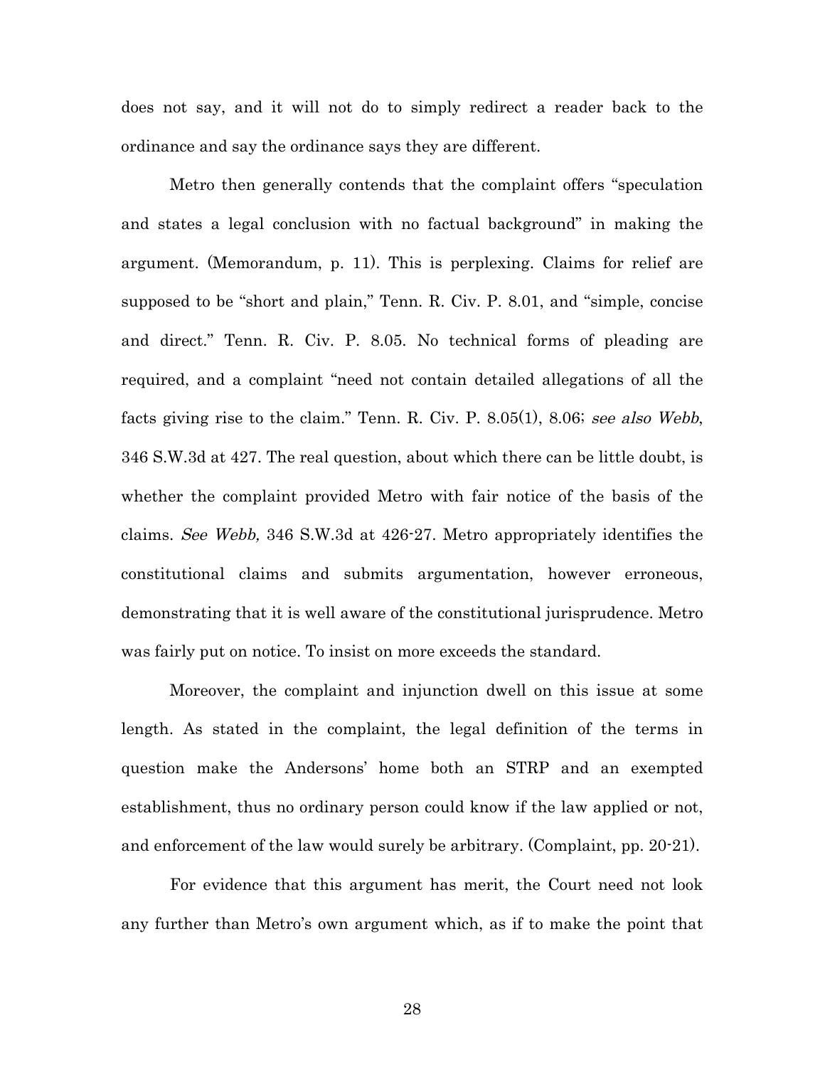does not say, and it will not do to simply redirect a reader back to the ordinance and say the ordinance says they are different.

Metro then generally contends that the complaint offers "speculation and states a legal conclusion with no factual background" in making the argument. (Memorandum, p. 11). This is perplexing. Claims for relief are supposed to be "short and plain," Tenn. R. Civ. P. 8.01, and "simple, concise and direct." Tenn. R. Civ. P. 8.05. No technical forms of pleading are required, and a complaint "need not contain detailed allegations of all the facts giving rise to the claim." Tenn. R. Civ. P. 8.05(1), 8.06; *see also Webb*, 346 S.W.3d at 427. The real question, about which there can be little doubt, is whether the complaint provided Metro with fair notice of the basis of the claims. *See Webb,* 346 S.W.3d at 426-27. Metro appropriately identifies the constitutional claims and submits argumentation, however erroneous, demonstrating that it is well aware of the constitutional jurisprudence. Metro was fairly put on notice. To insist on more exceeds the standard.

Moreover, the complaint and injunction dwell on this issue at some length. As stated in the complaint, the legal definition of the terms in question make the Andersons' home both an STRP and an exempted establishment, thus no ordinary person could know if the law applied or not, and enforcement of the law would surely be arbitrary. (Complaint, pp. 20-21).

For evidence that this argument has merit, the Court need not look any further than Metro's own argument which, as if to make the point that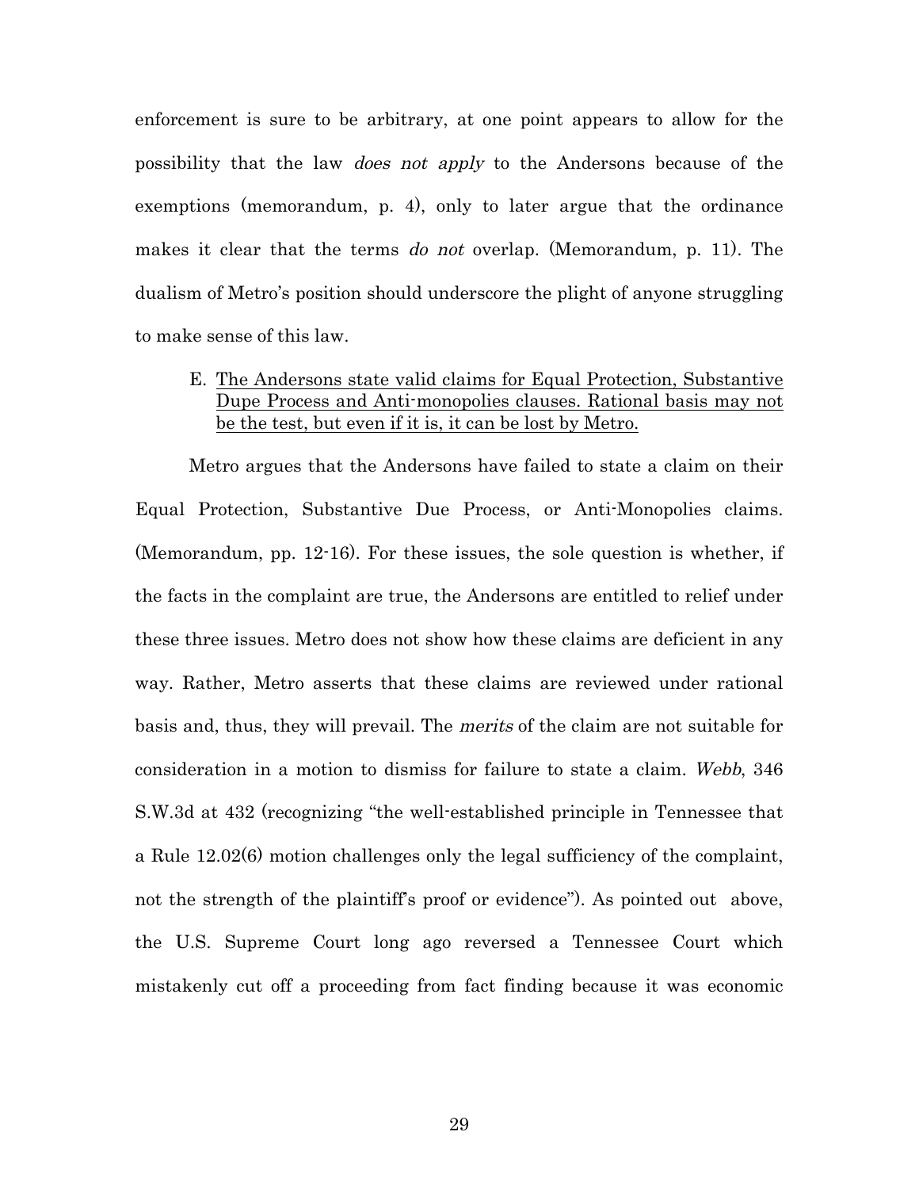enforcement is sure to be arbitrary, at one point appears to allow for the possibility that the law *does not apply* to the Andersons because of the exemptions (memorandum, p. 4), only to later argue that the ordinance makes it clear that the terms *do not* overlap. (Memorandum, p. 11). The dualism of Metro's position should underscore the plight of anyone struggling to make sense of this law.

E. <u>The Andersons state valid claims for Equal Protection, Substantive Dupe Process and Anti-monopolies clauses. Rational basis may not be the test, but even if it is, it can be lost by Metro.</u>

Metro argues that the Andersons have failed to state a claim on their Equal Protection, Substantive Due Process, or Anti-Monopolies claims. (Memorandum, pp. 12-16). For these issues, the sole question is whether, if the facts in the complaint are true, the Andersons are entitled to relief under these three issues. Metro does not show how these claims are deficient in any way. Rather, Metro asserts that these claims are reviewed under rational basis and, thus, they will prevail. The *merits* of the claim are not suitable for consideration in a motion to dismiss for failure to state a claim. *Webb*, 346 S.W.3d at 432 (recognizing "the well-established principle in Tennessee that a Rule 12.02(6) motion challenges only the legal sufficiency of the complaint, not the strength of the plaintiff's proof or evidence"). As pointed out above, the U.S. Supreme Court long ago reversed a Tennessee Court which mistakenly cut off a proceeding from fact finding because it was economic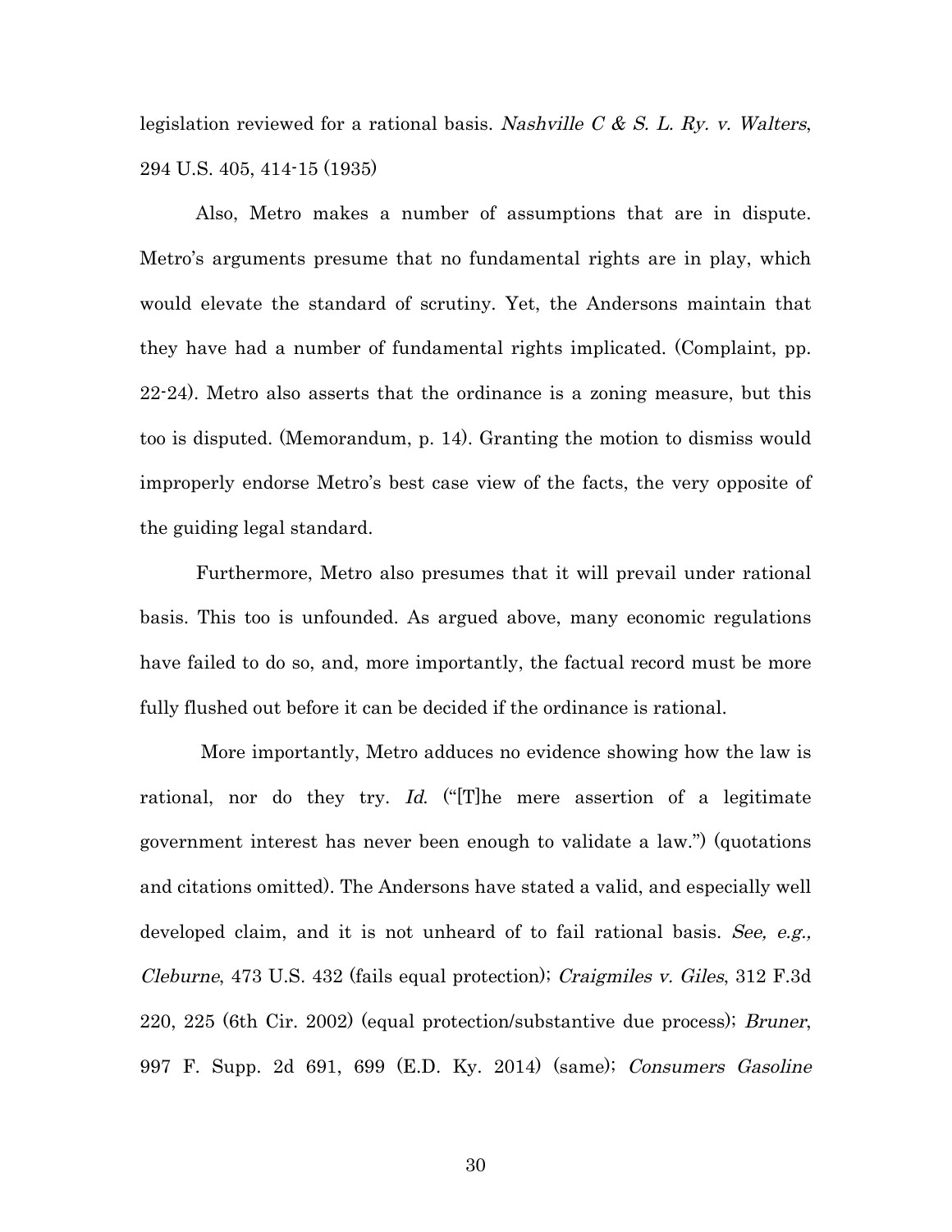legislation reviewed for a rational basis. *Nashville C & S. L. Ry. v. Walters*, 294 U.S. 405, 414-15 (1935)

Also, Metro makes a number of assumptions that are in dispute. Metro's arguments presume that no fundamental rights are in play, which would elevate the standard of scrutiny. Yet, the Andersons maintain that they have had a number of fundamental rights implicated. (Complaint, pp. 22-24). Metro also asserts that the ordinance is a zoning measure, but this too is disputed. (Memorandum, p. 14). Granting the motion to dismiss would improperly endorse Metro's best case view of the facts, the very opposite of the guiding legal standard.

Furthermore, Metro also presumes that it will prevail under rational basis. This too is unfounded. As argued above, many economic regulations have failed to do so, and, more importantly, the factual record must be more fully flushed out before it can be decided if the ordinance is rational.

More importantly, Metro adduces no evidence showing how the law is rational, nor do they try. *Id.* ("[T]he mere assertion of a legitimate government interest has never been enough to validate a law.") (quotations and citations omitted). The Andersons have stated a valid, and especially well developed claim, and it is not unheard of to fail rational basis. *See, e.g., Cleburne*, 473 U.S. 432 (fails equal protection); *Craigmiles v. Giles*, 312 F.3d 220, 225 (6th Cir. 2002) (equal protection/substantive due process); *Bruner*, 997 F. Supp. 2d 691, 699 (E.D. Ky. 2014) (same); *Consumers Gasoline*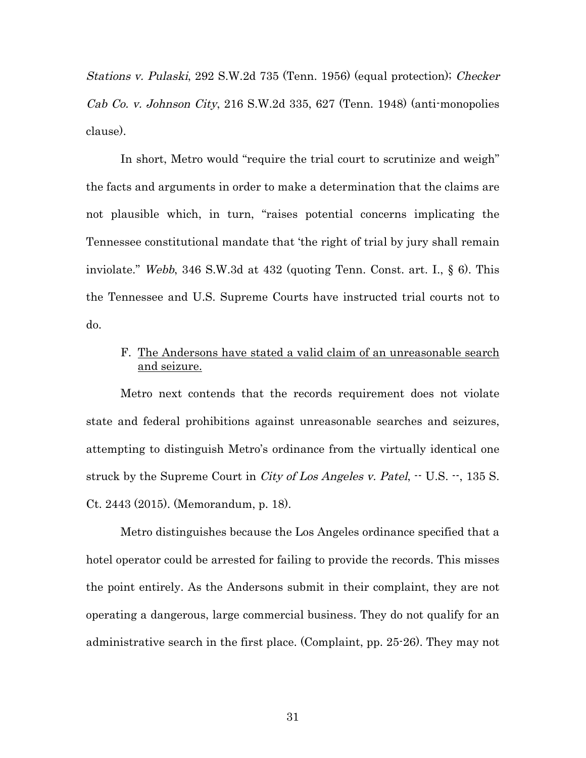*Stations v. Pulaski*, 292 S.W.2d 735 (Tenn. 1956) (equal protection); *Checker Cab Co. v. Johnson City*, 216 S.W.2d 335, 627 (Tenn. 1948) (anti-monopolies clause).

In short, Metro would "require the trial court to scrutinize and weigh" the facts and arguments in order to make a determination that the claims are not plausible which, in turn, "raises potential concerns implicating the Tennessee constitutional mandate that 'the right of trial by jury shall remain inviolate." *Webb*, 346 S.W.3d at 432 (quoting Tenn. Const. art. I., § 6). This the Tennessee and U.S. Supreme Courts have instructed trial courts not to do.

F. <u>The Andersons have stated a valid claim of an unreasonable search and seizure.</u>

Metro next contends that the records requirement does not violate state and federal prohibitions against unreasonable searches and seizures, attempting to distinguish Metro's ordinance from the virtually identical one struck by the Supreme Court in *City of Los Angeles v. Patel*, -- U.S. --, 135 S. Ct. 2443 (2015). (Memorandum, p. 18).

Metro distinguishes because the Los Angeles ordinance specified that a hotel operator could be arrested for failing to provide the records. This misses the point entirely. As the Andersons submit in their complaint, they are not operating a dangerous, large commercial business. They do not qualify for an administrative search in the first place. (Complaint, pp. 25-26). They may not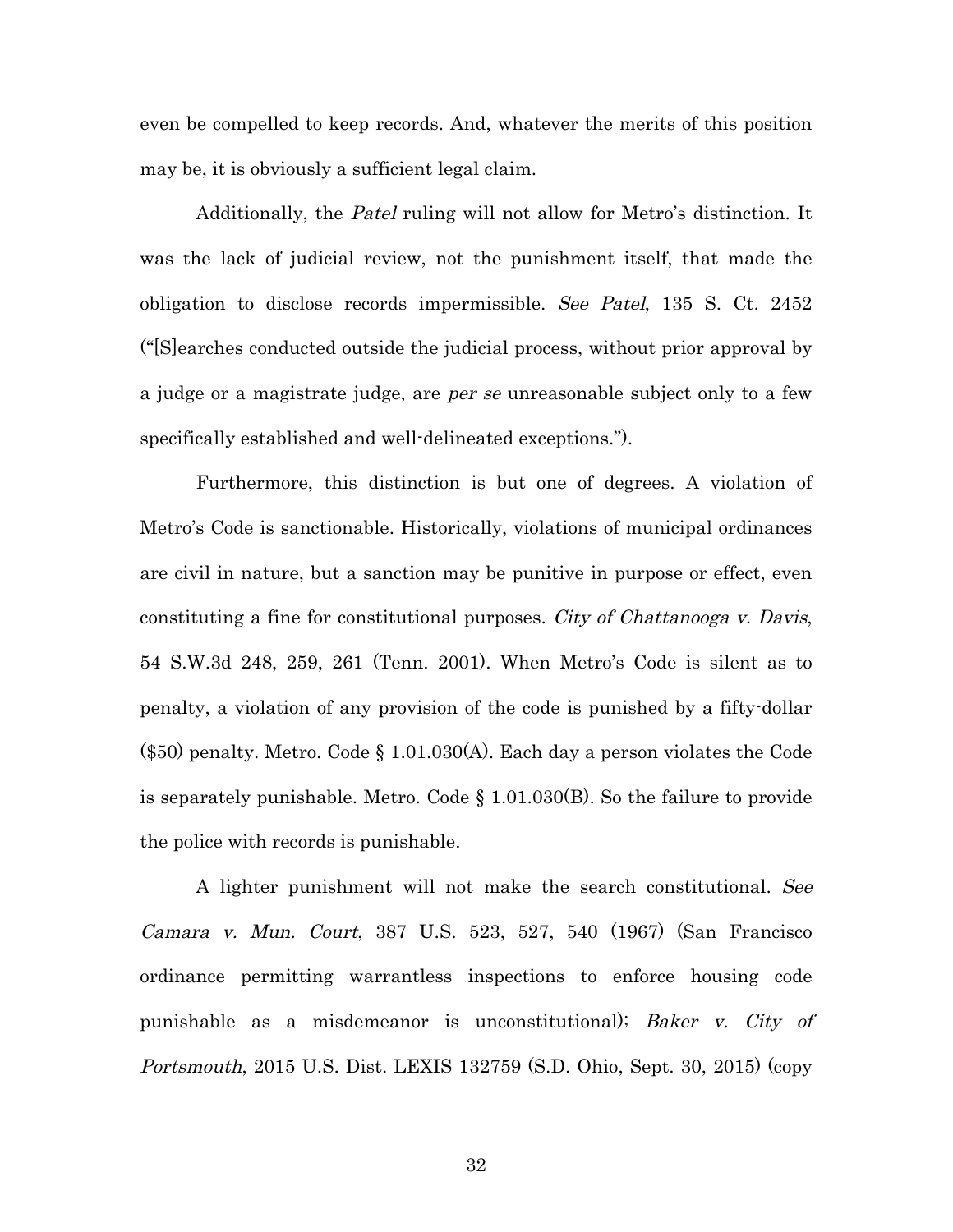even be compelled to keep records. And, whatever the merits of this position may be, it is obviously a sufficient legal claim.

Additionally, the *Patel* ruling will not allow for Metro's distinction. It was the lack of judicial review, not the punishment itself, that made the obligation to disclose records impermissible. *See Patel*, 135 S. Ct. 2452 ("[S]earches conducted outside the judicial process, without prior approval by a judge or a magistrate judge, are *per se* unreasonable subject only to a few specifically established and well-delineated exceptions.").

Furthermore, this distinction is but one of degrees. A violation of Metro's Code is sanctionable. Historically, violations of municipal ordinances are civil in nature, but a sanction may be punitive in purpose or effect, even constituting a fine for constitutional purposes. *City of Chattanooga v. Davis*, 54 S.W.3d 248, 259, 261 (Tenn. 2001). When Metro's Code is silent as to penalty, a violation of any provision of the code is punished by a fifty-dollar ($50) penalty. Metro. Code § 1.01.030(A). Each day a person violates the Code is separately punishable. Metro. Code § 1.01.030(B). So the failure to provide the police with records is punishable.

A lighter punishment will not make the search constitutional. *See Camara v. Mun. Court*, 387 U.S. 523, 527, 540 (1967) (San Francisco ordinance permitting warrantless inspections to enforce housing code punishable as a misdemeanor is unconstitutional); *Baker v. City of Portsmouth*, 2015 U.S. Dist. LEXIS 132759 (S.D. Ohio, Sept. 30, 2015) (copy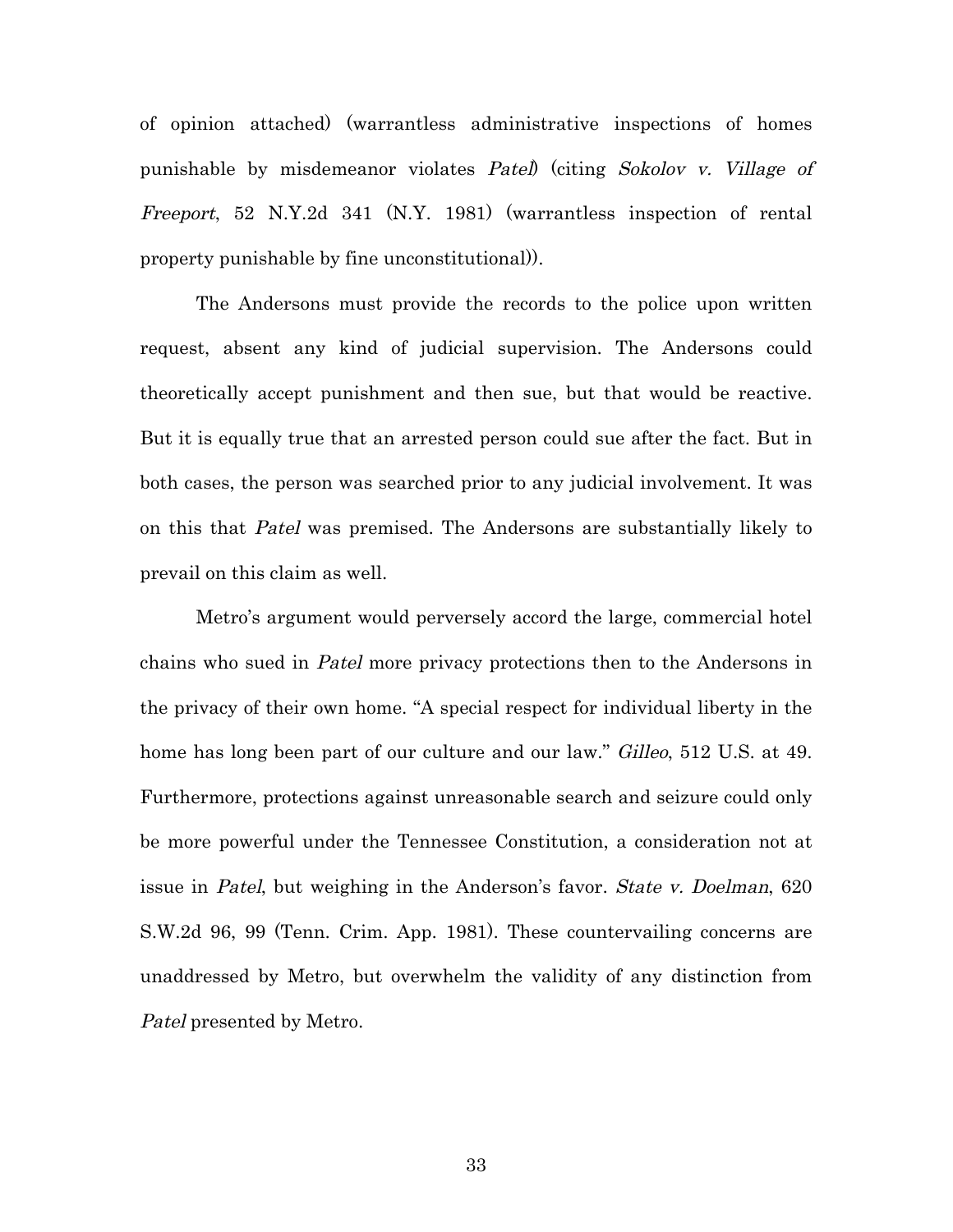of opinion attached) (warrantless administrative inspections of homes punishable by misdemeanor violates *Patel*) (citing *Sokolov v. Village of Freeport*, 52 N.Y.2d 341 (N.Y. 1981) (warrantless inspection of rental property punishable by fine unconstitutional)).

The Andersons must provide the records to the police upon written request, absent any kind of judicial supervision. The Andersons could theoretically accept punishment and then sue, but that would be reactive. But it is equally true that an arrested person could sue after the fact. But in both cases, the person was searched prior to any judicial involvement. It was on this that *Patel* was premised. The Andersons are substantially likely to prevail on this claim as well.

Metro's argument would perversely accord the large, commercial hotel chains who sued in *Patel* more privacy protections then to the Andersons in the privacy of their own home. "A special respect for individual liberty in the home has long been part of our culture and our law." *Gilleo*, 512 U.S. at 49. Furthermore, protections against unreasonable search and seizure could only be more powerful under the Tennessee Constitution, a consideration not at issue in *Patel*, but weighing in the Anderson's favor. *State v. Doelman*, 620 S.W.2d 96, 99 (Tenn. Crim. App. 1981). These countervailing concerns are unaddressed by Metro, but overwhelm the validity of any distinction from *Patel* presented by Metro.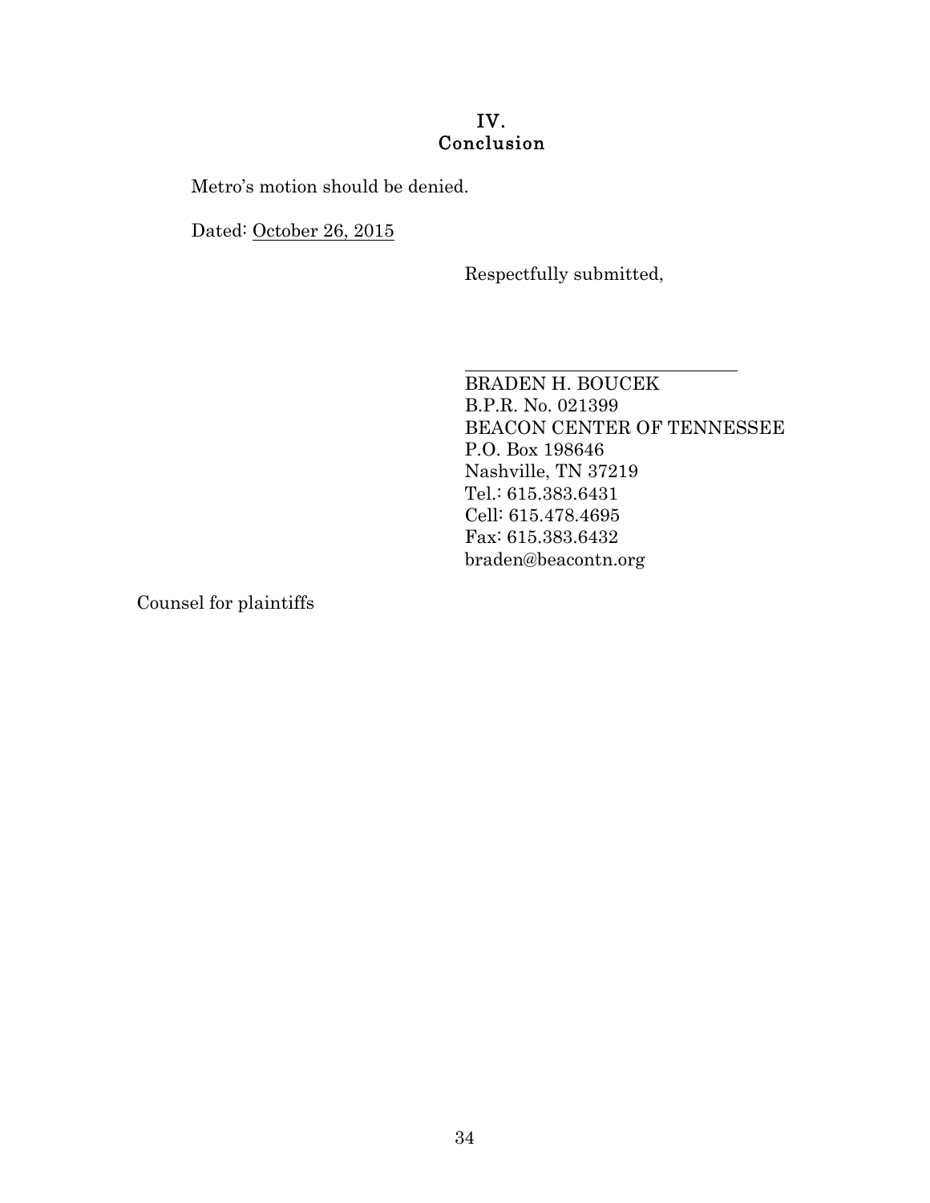## IV.
## Conclusion

Metro's motion should be denied.

Dated: October 26, 2015

Respectfully submitted,

______________________________

BRADEN H. BOUCEK
B.P.R. No. 021399
BEACON CENTER OF TENNESSEE
P.O. Box 198646
Nashville, TN 37219
Tel.: 615.383.6431
Cell: 615.478.4695
Fax: 615.383.6432
braden@beacontn.org

Counsel for plaintiffs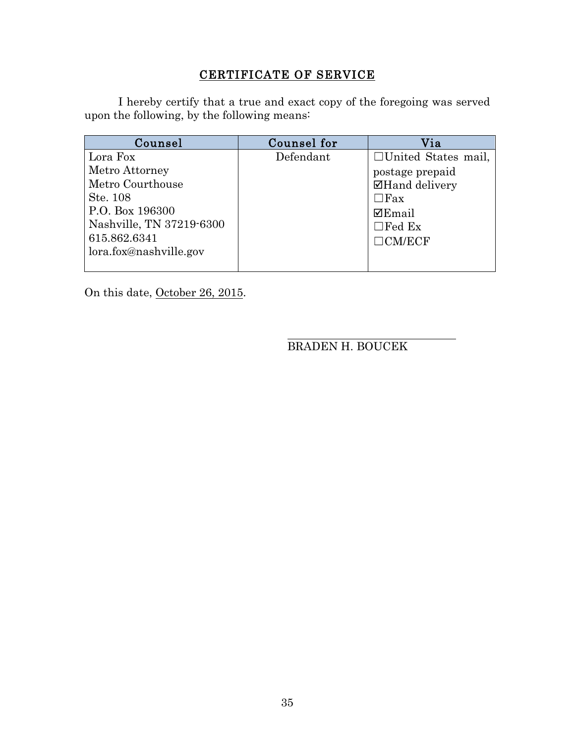## CERTIFICATE OF SERVICE

I hereby certify that a true and exact copy of the foregoing was served upon the following, by the following means:

| Counsel | Counsel for | Via |
|---|---|---|
| Lora Fox<br>Metro Attorney<br>Metro Courthouse<br>Ste. 108<br>P.O. Box 196300<br>Nashville, TN 37219-6300<br>615.862.6341<br>lora.fox@nashville.gov | Defendant | ☐United States mail, postage prepaid<br>☑Hand delivery<br>☐Fax<br>☑Email<br>☐Fed Ex<br>☐CM/ECF |

On this date, October 26, 2015.

BRADEN H. BOUCEK